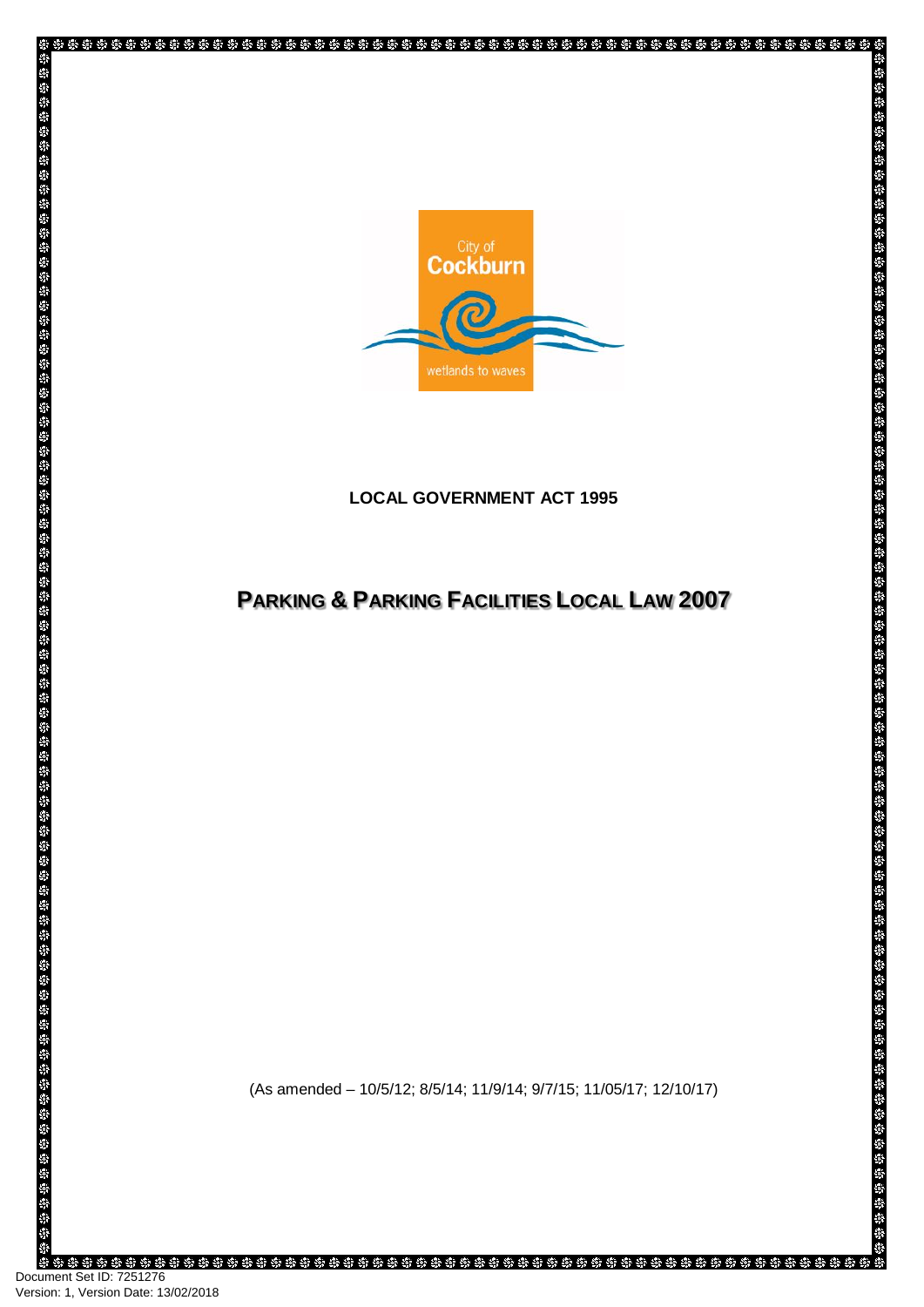**LOCAL GOVERNMENT ACT 1995**

# PARKING & PARKING FACILITIES LOCAL LAW 2007

(As amended – 10/5/12; 8/5/14; 11/9/14; 9/7/15; 11/05/17; 12/10/17)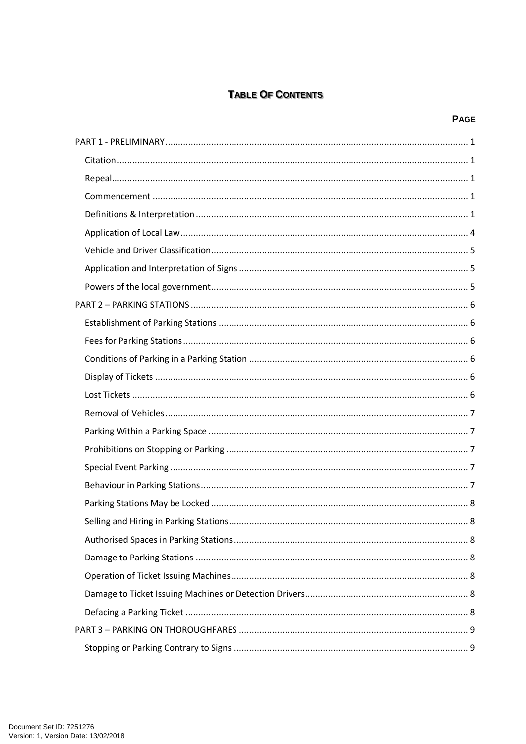# Table Of Contents

| | Page |
|---|---|
| PART 1 - PRELIMINARY | 1 |
| Citation | 1 |
| Repeal | 1 |
| Commencement | 1 |
| Definitions & Interpretation | 1 |
| Application of Local Law | 4 |
| Vehicle and Driver Classification | 5 |
| Application and Interpretation of Signs | 5 |
| Powers of the local government | 5 |
| PART 2 – PARKING STATIONS | 6 |
| Establishment of Parking Stations | 6 |
| Fees for Parking Stations | 6 |
| Conditions of Parking in a Parking Station | 6 |
| Display of Tickets | 6 |
| Lost Tickets | 6 |
| Removal of Vehicles | 7 |
| Parking Within a Parking Space | 7 |
| Prohibitions on Stopping or Parking | 7 |
| Special Event Parking | 7 |
| Behaviour in Parking Stations | 7 |
| Parking Stations May be Locked | 8 |
| Selling and Hiring in Parking Stations | 8 |
| Authorised Spaces in Parking Stations | 8 |
| Damage to Parking Stations | 8 |
| Operation of Ticket Issuing Machines | 8 |
| Damage to Ticket Issuing Machines or Detection Drivers | 8 |
| Defacing a Parking Ticket | 8 |
| PART 3 – PARKING ON THOROUGHFARES | 9 |
| Stopping or Parking Contrary to Signs | 9 |

Document Set ID: 7251276
Version: 1, Version Date: 13/02/2018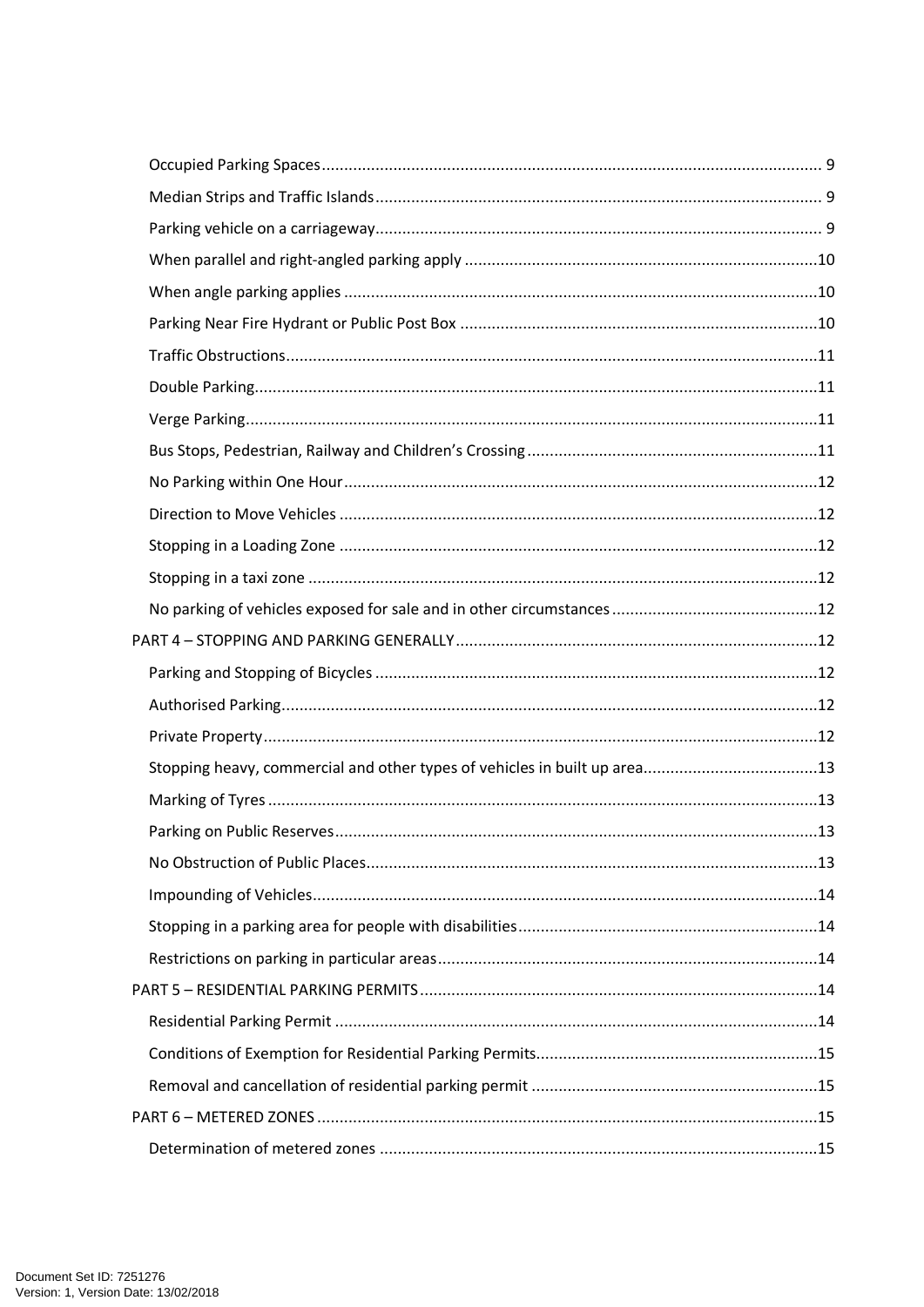Occupied Parking Spaces .............................................................. 9

Median Strips and Traffic Islands .............................................................. 9

Parking vehicle on a carriageway .............................................................. 9

When parallel and right-angled parking apply .............................................................. 10

When angle parking applies .............................................................. 10

Parking Near Fire Hydrant or Public Post Box .............................................................. 10

Traffic Obstructions .............................................................. 11

Double Parking .............................................................. 11

Verge Parking .............................................................. 11

Bus Stops, Pedestrian, Railway and Children's Crossing .............................................................. 11

No Parking within One Hour .............................................................. 12

Direction to Move Vehicles .............................................................. 12

Stopping in a Loading Zone .............................................................. 12

Stopping in a taxi zone .............................................................. 12

No parking of vehicles exposed for sale and in other circumstances .............................................................. 12

PART 4 – STOPPING AND PARKING GENERALLY .............................................................. 12

Parking and Stopping of Bicycles .............................................................. 12

Authorised Parking .............................................................. 12

Private Property .............................................................. 12

Stopping heavy, commercial and other types of vehicles in built up area .............................................................. 13

Marking of Tyres .............................................................. 13

Parking on Public Reserves .............................................................. 13

No Obstruction of Public Places .............................................................. 13

Impounding of Vehicles .............................................................. 14

Stopping in a parking area for people with disabilities .............................................................. 14

Restrictions on parking in particular areas .............................................................. 14

PART 5 – RESIDENTIAL PARKING PERMITS .............................................................. 14

Residential Parking Permit .............................................................. 14

Conditions of Exemption for Residential Parking Permits .............................................................. 15

Removal and cancellation of residential parking permit .............................................................. 15

PART 6 – METERED ZONES .............................................................. 15

Determination of metered zones .............................................................. 15

Document Set ID: 7251276
Version: 1, Version Date: 13/02/2018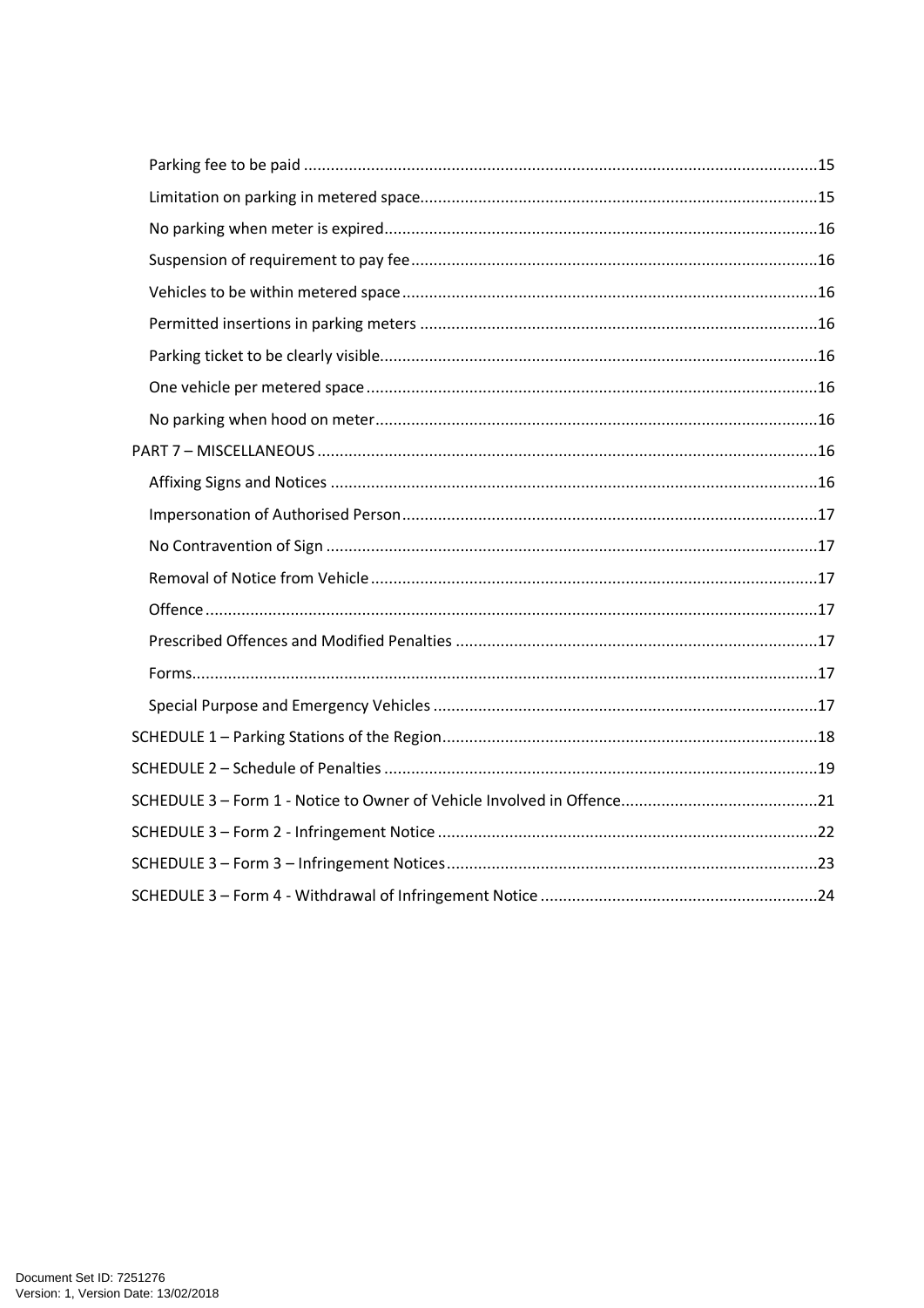Parking fee to be paid ..................................................................................................................15

Limitation on parking in metered space........................................................................................15

No parking when meter is expired................................................................................................16

Suspension of requirement to pay fee..........................................................................................16

Vehicles to be within metered space............................................................................................16

Permitted insertions in parking meters ........................................................................................16

Parking ticket to be clearly visible.................................................................................................16

One vehicle per metered space....................................................................................................16

No parking when hood on meter..................................................................................................16

PART 7 – MISCELLANEOUS ...............................................................................................................16

Affixing Signs and Notices ............................................................................................................16

Impersonation of Authorised Person............................................................................................17

No Contravention of Sign .............................................................................................................17

Removal of Notice from Vehicle...................................................................................................17

Offence.......................................................................................................................................17

Prescribed Offences and Modified Penalties ................................................................................17

Forms..........................................................................................................................................17

Special Purpose and Emergency Vehicles .....................................................................................17

SCHEDULE 1 – Parking Stations of the Region...................................................................................18

SCHEDULE 2 – Schedule of Penalties ................................................................................................19

SCHEDULE 3 – Form 1 - Notice to Owner of Vehicle Involved in Offence............................................21

SCHEDULE 3 – Form 2 - Infringement Notice ....................................................................................22

SCHEDULE 3 – Form 3 – Infringement Notices..................................................................................23

SCHEDULE 3 – Form 4 - Withdrawal of Infringement Notice .............................................................24

Document Set ID: 7251276
Version: 1, Version Date: 13/02/2018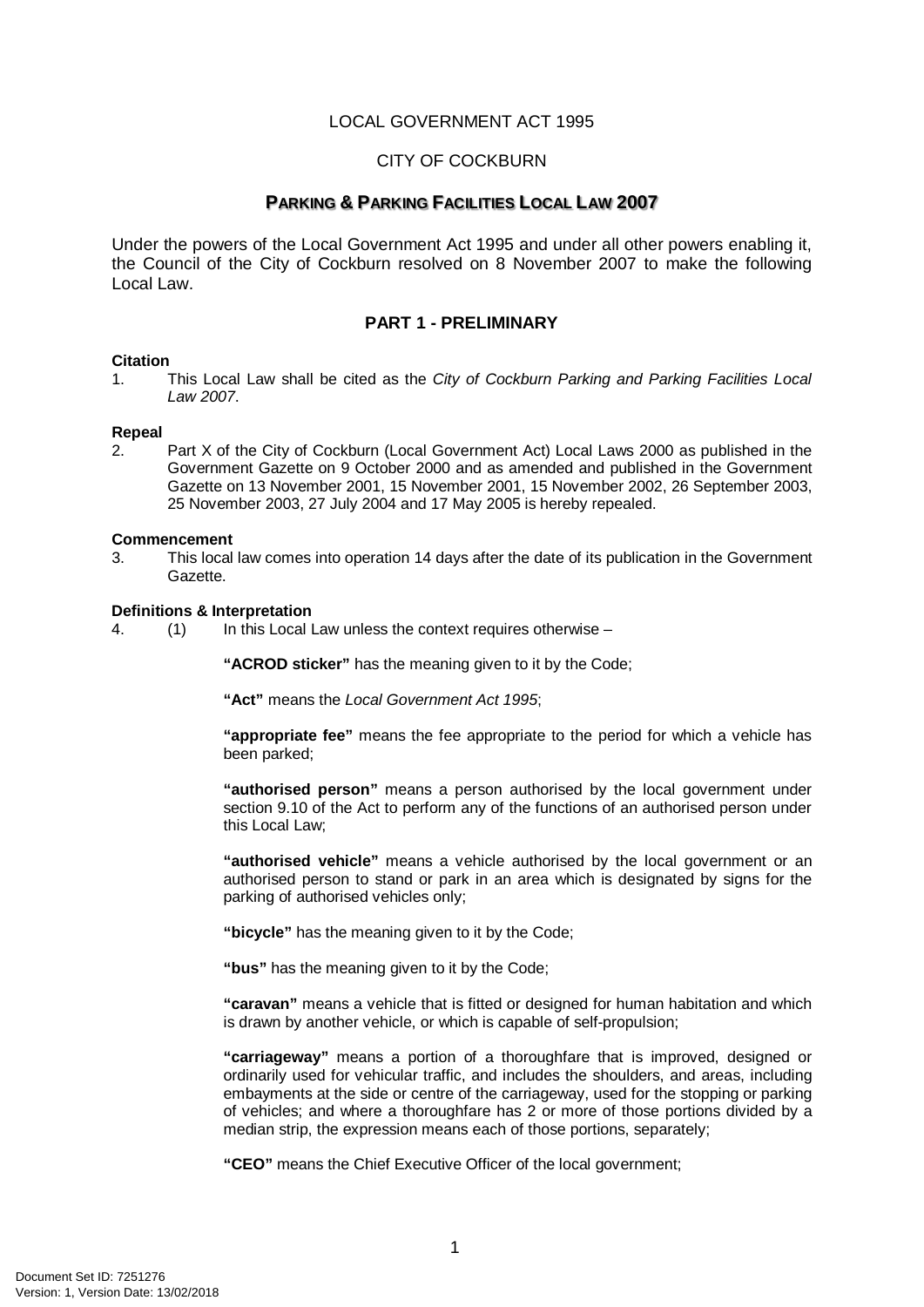LOCAL GOVERNMENT ACT 1995

CITY OF COCKBURN

# PARKING & PARKING FACILITIES LOCAL LAW 2007

Under the powers of the Local Government Act 1995 and under all other powers enabling it, the Council of the City of Cockburn resolved on 8 November 2007 to make the following Local Law.

## PART 1 - PRELIMINARY

**Citation**

1. This Local Law shall be cited as the *City of Cockburn Parking and Parking Facilities Local Law 2007*.

**Repeal**

2. Part X of the City of Cockburn (Local Government Act) Local Laws 2000 as published in the Government Gazette on 9 October 2000 and as amended and published in the Government Gazette on 13 November 2001, 15 November 2001, 15 November 2002, 26 September 2003, 25 November 2003, 27 July 2004 and 17 May 2005 is hereby repealed.

**Commencement**

3. This local law comes into operation 14 days after the date of its publication in the Government Gazette.

**Definitions & Interpretation**

4. (1) In this Local Law unless the context requires otherwise –

**"ACROD sticker"** has the meaning given to it by the Code;

**"Act"** means the *Local Government Act 1995*;

**"appropriate fee"** means the fee appropriate to the period for which a vehicle has been parked;

**"authorised person"** means a person authorised by the local government under section 9.10 of the Act to perform any of the functions of an authorised person under this Local Law;

**"authorised vehicle"** means a vehicle authorised by the local government or an authorised person to stand or park in an area which is designated by signs for the parking of authorised vehicles only;

**"bicycle"** has the meaning given to it by the Code;

**"bus"** has the meaning given to it by the Code;

**"caravan"** means a vehicle that is fitted or designed for human habitation and which is drawn by another vehicle, or which is capable of self-propulsion;

**"carriageway"** means a portion of a thoroughfare that is improved, designed or ordinarily used for vehicular traffic, and includes the shoulders, and areas, including embayments at the side or centre of the carriageway, used for the stopping or parking of vehicles; and where a thoroughfare has 2 or more of those portions divided by a median strip, the expression means each of those portions, separately;

**"CEO"** means the Chief Executive Officer of the local government;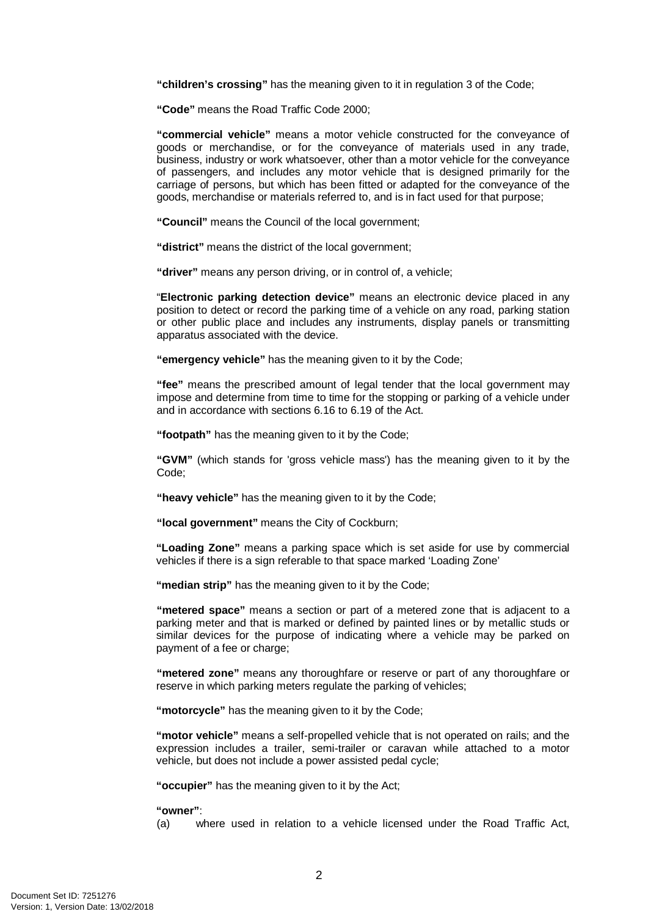**"children's crossing"** has the meaning given to it in regulation 3 of the Code;

**"Code"** means the Road Traffic Code 2000;

**"commercial vehicle"** means a motor vehicle constructed for the conveyance of goods or merchandise, or for the conveyance of materials used in any trade, business, industry or work whatsoever, other than a motor vehicle for the conveyance of passengers, and includes any motor vehicle that is designed primarily for the carriage of persons, but which has been fitted or adapted for the conveyance of the goods, merchandise or materials referred to, and is in fact used for that purpose;

**"Council"** means the Council of the local government;

**"district"** means the district of the local government;

**"driver"** means any person driving, or in control of, a vehicle;

"**Electronic parking detection device"** means an electronic device placed in any position to detect or record the parking time of a vehicle on any road, parking station or other public place and includes any instruments, display panels or transmitting apparatus associated with the device.

**"emergency vehicle"** has the meaning given to it by the Code;

**"fee"** means the prescribed amount of legal tender that the local government may impose and determine from time to time for the stopping or parking of a vehicle under and in accordance with sections 6.16 to 6.19 of the Act.

**"footpath"** has the meaning given to it by the Code;

**"GVM"** (which stands for 'gross vehicle mass') has the meaning given to it by the Code;

**"heavy vehicle"** has the meaning given to it by the Code;

**"local government"** means the City of Cockburn;

**"Loading Zone"** means a parking space which is set aside for use by commercial vehicles if there is a sign referable to that space marked 'Loading Zone'

**"median strip"** has the meaning given to it by the Code;

**"metered space"** means a section or part of a metered zone that is adjacent to a parking meter and that is marked or defined by painted lines or by metallic studs or similar devices for the purpose of indicating where a vehicle may be parked on payment of a fee or charge;

**"metered zone"** means any thoroughfare or reserve or part of any thoroughfare or reserve in which parking meters regulate the parking of vehicles;

**"motorcycle"** has the meaning given to it by the Code;

**"motor vehicle"** means a self-propelled vehicle that is not operated on rails; and the expression includes a trailer, semi-trailer or caravan while attached to a motor vehicle, but does not include a power assisted pedal cycle;

**"occupier"** has the meaning given to it by the Act;

**"owner"**:

(a) where used in relation to a vehicle licensed under the Road Traffic Act,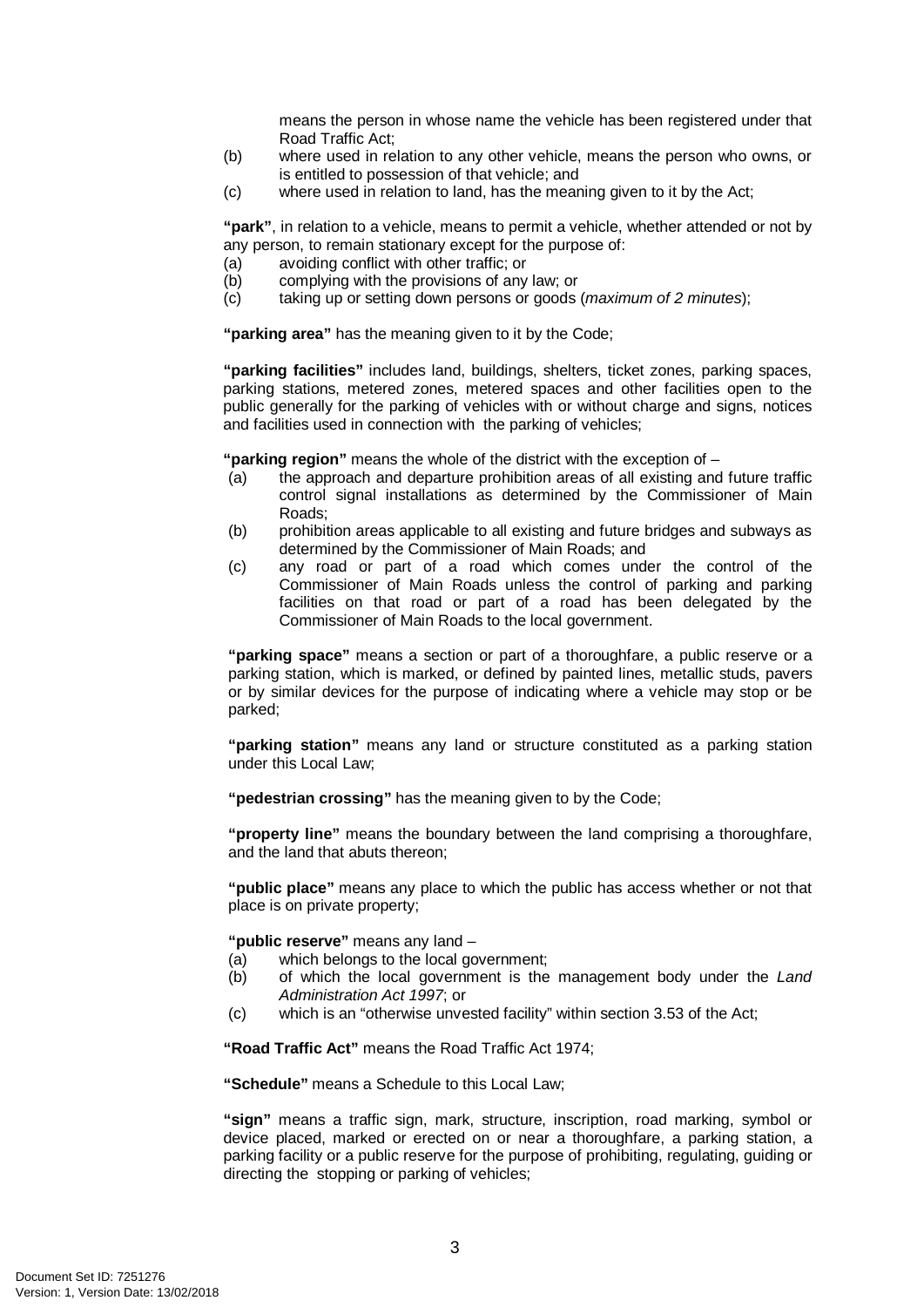means the person in whose name the vehicle has been registered under that Road Traffic Act;

(b) where used in relation to any other vehicle, means the person who owns, or is entitled to possession of that vehicle; and

(c) where used in relation to land, has the meaning given to it by the Act;

**"park"**, in relation to a vehicle, means to permit a vehicle, whether attended or not by any person, to remain stationary except for the purpose of:

(a) avoiding conflict with other traffic; or

(b) complying with the provisions of any law; or

(c) taking up or setting down persons or goods (*maximum of 2 minutes*);

**"parking area"** has the meaning given to it by the Code;

**"parking facilities"** includes land, buildings, shelters, ticket zones, parking spaces, parking stations, metered zones, metered spaces and other facilities open to the public generally for the parking of vehicles with or without charge and signs, notices and facilities used in connection with the parking of vehicles;

**"parking region"** means the whole of the district with the exception of –

(a) the approach and departure prohibition areas of all existing and future traffic control signal installations as determined by the Commissioner of Main Roads;

(b) prohibition areas applicable to all existing and future bridges and subways as determined by the Commissioner of Main Roads; and

(c) any road or part of a road which comes under the control of the Commissioner of Main Roads unless the control of parking and parking facilities on that road or part of a road has been delegated by the Commissioner of Main Roads to the local government.

**"parking space"** means a section or part of a thoroughfare, a public reserve or a parking station, which is marked, or defined by painted lines, metallic studs, pavers or by similar devices for the purpose of indicating where a vehicle may stop or be parked;

**"parking station"** means any land or structure constituted as a parking station under this Local Law;

**"pedestrian crossing"** has the meaning given to by the Code;

**"property line"** means the boundary between the land comprising a thoroughfare, and the land that abuts thereon;

**"public place"** means any place to which the public has access whether or not that place is on private property;

**"public reserve"** means any land –

(a) which belongs to the local government;

(b) of which the local government is the management body under the *Land Administration Act 1997*; or

(c) which is an "otherwise unvested facility" within section 3.53 of the Act;

**"Road Traffic Act"** means the Road Traffic Act 1974;

**"Schedule"** means a Schedule to this Local Law;

**"sign"** means a traffic sign, mark, structure, inscription, road marking, symbol or device placed, marked or erected on or near a thoroughfare, a parking station, a parking facility or a public reserve for the purpose of prohibiting, regulating, guiding or directing the stopping or parking of vehicles;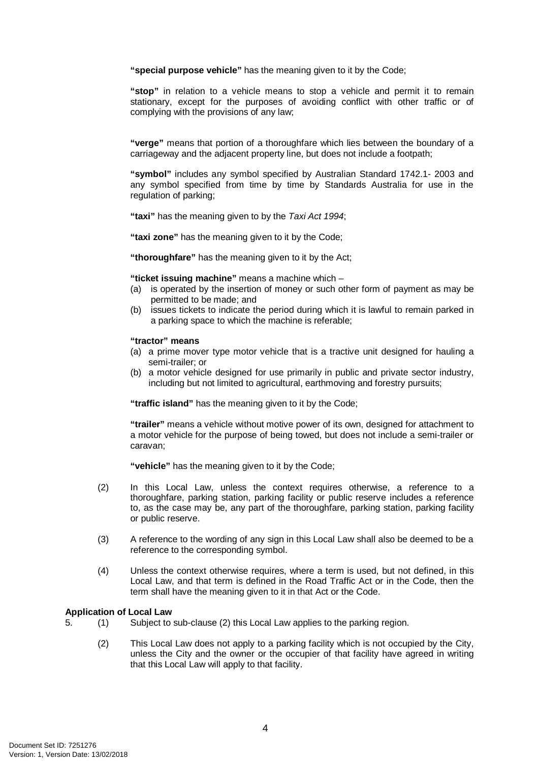**"special purpose vehicle"** has the meaning given to it by the Code;

**"stop"** in relation to a vehicle means to stop a vehicle and permit it to remain stationary, except for the purposes of avoiding conflict with other traffic or of complying with the provisions of any law;

**"verge"** means that portion of a thoroughfare which lies between the boundary of a carriageway and the adjacent property line, but does not include a footpath;

**"symbol"** includes any symbol specified by Australian Standard 1742.1- 2003 and any symbol specified from time by time by Standards Australia for use in the regulation of parking;

**"taxi"** has the meaning given to by the *Taxi Act 1994*;

**"taxi zone"** has the meaning given to it by the Code;

**"thoroughfare"** has the meaning given to it by the Act;

**"ticket issuing machine"** means a machine which –

(a) is operated by the insertion of money or such other form of payment as may be permitted to be made; and

(b) issues tickets to indicate the period during which it is lawful to remain parked in a parking space to which the machine is referable;

**"tractor" means**

(a) a prime mover type motor vehicle that is a tractive unit designed for hauling a semi-trailer; or

(b) a motor vehicle designed for use primarily in public and private sector industry, including but not limited to agricultural, earthmoving and forestry pursuits;

**"traffic island"** has the meaning given to it by the Code;

**"trailer"** means a vehicle without motive power of its own, designed for attachment to a motor vehicle for the purpose of being towed, but does not include a semi-trailer or caravan;

**"vehicle"** has the meaning given to it by the Code;

(2) In this Local Law, unless the context requires otherwise, a reference to a thoroughfare, parking station, parking facility or public reserve includes a reference to, as the case may be, any part of the thoroughfare, parking station, parking facility or public reserve.

(3) A reference to the wording of any sign in this Local Law shall also be deemed to be a reference to the corresponding symbol.

(4) Unless the context otherwise requires, where a term is used, but not defined, in this Local Law, and that term is defined in the Road Traffic Act or in the Code, then the term shall have the meaning given to it in that Act or the Code.

**Application of Local Law**

5. (1) Subject to sub-clause (2) this Local Law applies to the parking region.

(2) This Local Law does not apply to a parking facility which is not occupied by the City, unless the City and the owner or the occupier of that facility have agreed in writing that this Local Law will apply to that facility.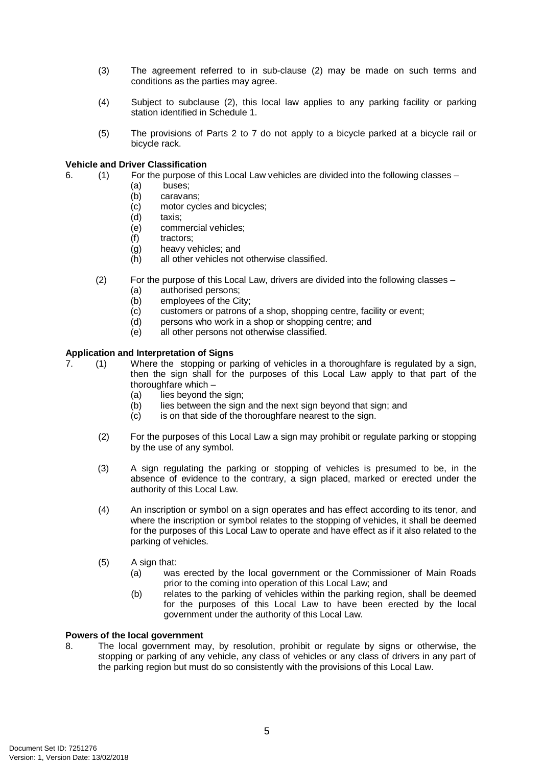(3) The agreement referred to in sub-clause (2) may be made on such terms and conditions as the parties may agree.

(4) Subject to subclause (2), this local law applies to any parking facility or parking station identified in Schedule 1.

(5) The provisions of Parts 2 to 7 do not apply to a bicycle parked at a bicycle rail or bicycle rack.

**Vehicle and Driver Classification**

6. (1) For the purpose of this Local Law vehicles are divided into the following classes –
   (a) buses;
   (b) caravans;
   (c) motor cycles and bicycles;
   (d) taxis;
   (e) commercial vehicles;
   (f) tractors;
   (g) heavy vehicles; and
   (h) all other vehicles not otherwise classified.

   (2) For the purpose of this Local Law, drivers are divided into the following classes –
   (a) authorised persons;
   (b) employees of the City;
   (c) customers or patrons of a shop, shopping centre, facility or event;
   (d) persons who work in a shop or shopping centre; and
   (e) all other persons not otherwise classified.

**Application and Interpretation of Signs**

7. (1) Where the stopping or parking of vehicles in a thoroughfare is regulated by a sign, then the sign shall for the purposes of this Local Law apply to that part of the thoroughfare which –
   (a) lies beyond the sign;
   (b) lies between the sign and the next sign beyond that sign; and
   (c) is on that side of the thoroughfare nearest to the sign.

   (2) For the purposes of this Local Law a sign may prohibit or regulate parking or stopping by the use of any symbol.

   (3) A sign regulating the parking or stopping of vehicles is presumed to be, in the absence of evidence to the contrary, a sign placed, marked or erected under the authority of this Local Law.

   (4) An inscription or symbol on a sign operates and has effect according to its tenor, and where the inscription or symbol relates to the stopping of vehicles, it shall be deemed for the purposes of this Local Law to operate and have effect as if it also related to the parking of vehicles.

   (5) A sign that:
   (a) was erected by the local government or the Commissioner of Main Roads prior to the coming into operation of this Local Law; and
   (b) relates to the parking of vehicles within the parking region, shall be deemed for the purposes of this Local Law to have been erected by the local government under the authority of this Local Law.

**Powers of the local government**

8. The local government may, by resolution, prohibit or regulate by signs or otherwise, the stopping or parking of any vehicle, any class of vehicles or any class of drivers in any part of the parking region but must do so consistently with the provisions of this Local Law.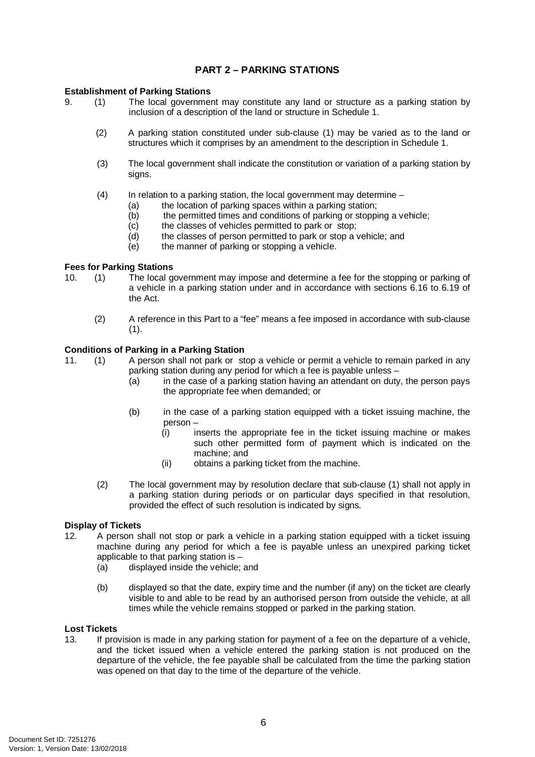## PART 2 – PARKING STATIONS

**Establishment of Parking Stations**

9. (1) The local government may constitute any land or structure as a parking station by inclusion of a description of the land or structure in Schedule 1.

   (2) A parking station constituted under sub-clause (1) may be varied as to the land or structures which it comprises by an amendment to the description in Schedule 1.

   (3) The local government shall indicate the constitution or variation of a parking station by signs.

   (4) In relation to a parking station, the local government may determine –
   - (a) the location of parking spaces within a parking station;
   - (b) the permitted times and conditions of parking or stopping a vehicle;
   - (c) the classes of vehicles permitted to park or stop;
   - (d) the classes of person permitted to park or stop a vehicle; and
   - (e) the manner of parking or stopping a vehicle.

**Fees for Parking Stations**

10. (1) The local government may impose and determine a fee for the stopping or parking of a vehicle in a parking station under and in accordance with sections 6.16 to 6.19 of the Act.

   (2) A reference in this Part to a "fee" means a fee imposed in accordance with sub-clause (1).

**Conditions of Parking in a Parking Station**

11. (1) A person shall not park or stop a vehicle or permit a vehicle to remain parked in any parking station during any period for which a fee is payable unless –
   - (a) in the case of a parking station having an attendant on duty, the person pays the appropriate fee when demanded; or
   - (b) in the case of a parking station equipped with a ticket issuing machine, the person –
     - (i) inserts the appropriate fee in the ticket issuing machine or makes such other permitted form of payment which is indicated on the machine; and
     - (ii) obtains a parking ticket from the machine.

   (2) The local government may by resolution declare that sub-clause (1) shall not apply in a parking station during periods or on particular days specified in that resolution, provided the effect of such resolution is indicated by signs.

**Display of Tickets**

12. A person shall not stop or park a vehicle in a parking station equipped with a ticket issuing machine during any period for which a fee is payable unless an unexpired parking ticket applicable to that parking station is –
   - (a) displayed inside the vehicle; and
   - (b) displayed so that the date, expiry time and the number (if any) on the ticket are clearly visible to and able to be read by an authorised person from outside the vehicle, at all times while the vehicle remains stopped or parked in the parking station.

**Lost Tickets**

13. If provision is made in any parking station for payment of a fee on the departure of a vehicle, and the ticket issued when a vehicle entered the parking station is not produced on the departure of the vehicle, the fee payable shall be calculated from the time the parking station was opened on that day to the time of the departure of the vehicle.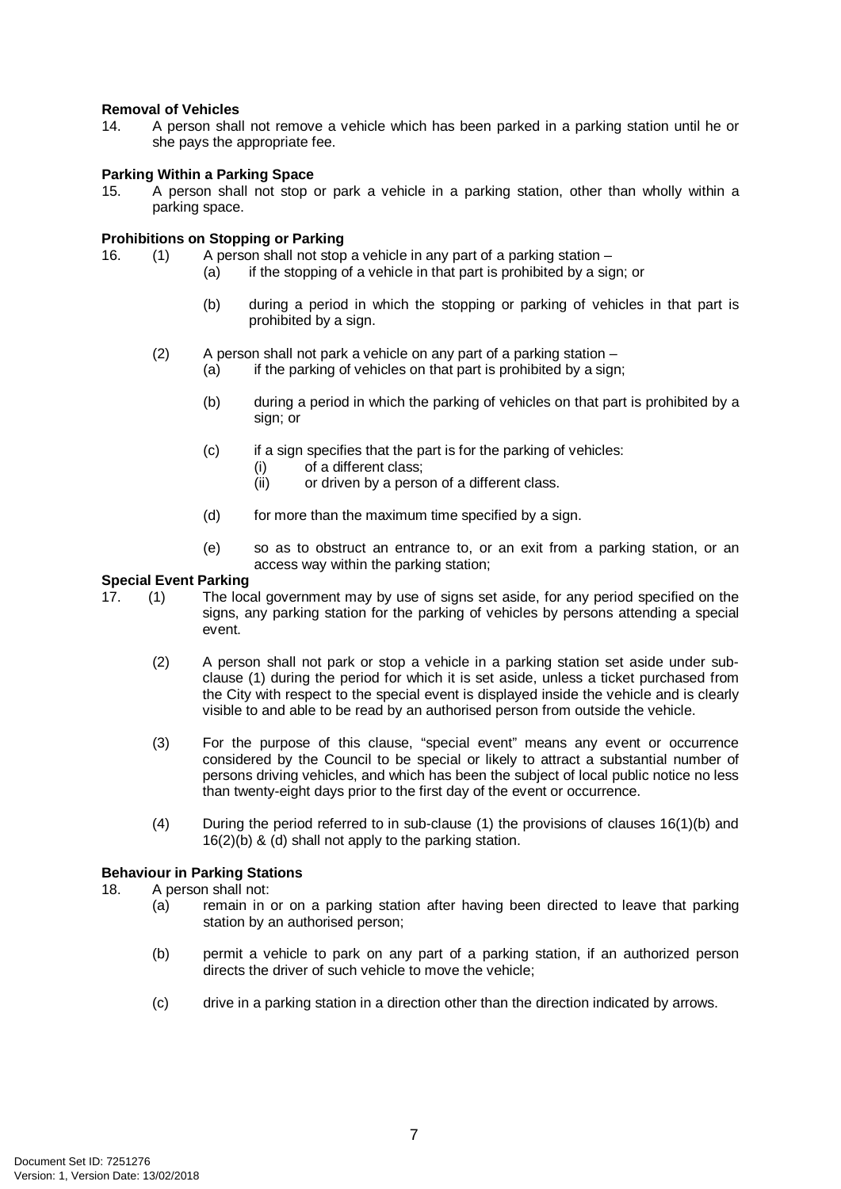**Removal of Vehicles**

14. A person shall not remove a vehicle which has been parked in a parking station until he or she pays the appropriate fee.

**Parking Within a Parking Space**

15. A person shall not stop or park a vehicle in a parking station, other than wholly within a parking space.

**Prohibitions on Stopping or Parking**

16. (1) A person shall not stop a vehicle in any part of a parking station –

    (a) if the stopping of a vehicle in that part is prohibited by a sign; or

    (b) during a period in which the stopping or parking of vehicles in that part is prohibited by a sign.

    (2) A person shall not park a vehicle on any part of a parking station –

    (a) if the parking of vehicles on that part is prohibited by a sign;

    (b) during a period in which the parking of vehicles on that part is prohibited by a sign; or

    (c) if a sign specifies that the part is for the parking of vehicles:

        (i) of a different class;

        (ii) or driven by a person of a different class.

    (d) for more than the maximum time specified by a sign.

    (e) so as to obstruct an entrance to, or an exit from a parking station, or an access way within the parking station;

**Special Event Parking**

17. (1) The local government may by use of signs set aside, for any period specified on the signs, any parking station for the parking of vehicles by persons attending a special event.

    (2) A person shall not park or stop a vehicle in a parking station set aside under sub-clause (1) during the period for which it is set aside, unless a ticket purchased from the City with respect to the special event is displayed inside the vehicle and is clearly visible to and able to be read by an authorised person from outside the vehicle.

    (3) For the purpose of this clause, "special event" means any event or occurrence considered by the Council to be special or likely to attract a substantial number of persons driving vehicles, and which has been the subject of local public notice no less than twenty-eight days prior to the first day of the event or occurrence.

    (4) During the period referred to in sub-clause (1) the provisions of clauses 16(1)(b) and 16(2)(b) & (d) shall not apply to the parking station.

**Behaviour in Parking Stations**

18. A person shall not:

    (a) remain in or on a parking station after having been directed to leave that parking station by an authorised person;

    (b) permit a vehicle to park on any part of a parking station, if an authorized person directs the driver of such vehicle to move the vehicle;

    (c) drive in a parking station in a direction other than the direction indicated by arrows.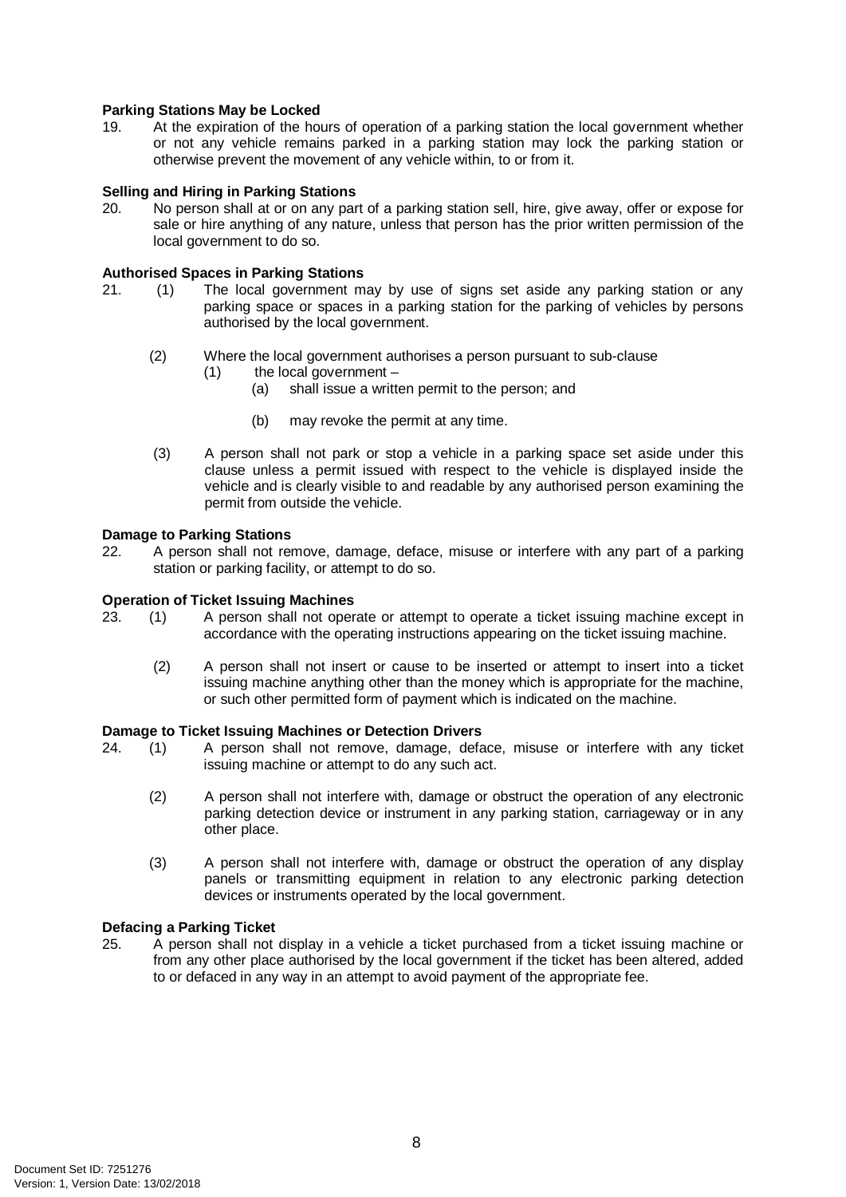**Parking Stations May be Locked**

19. At the expiration of the hours of operation of a parking station the local government whether or not any vehicle remains parked in a parking station may lock the parking station or otherwise prevent the movement of any vehicle within, to or from it.

**Selling and Hiring in Parking Stations**

20. No person shall at or on any part of a parking station sell, hire, give away, offer or expose for sale or hire anything of any nature, unless that person has the prior written permission of the local government to do so.

**Authorised Spaces in Parking Stations**

21. (1) The local government may by use of signs set aside any parking station or any parking space or spaces in a parking station for the parking of vehicles by persons authorised by the local government.

    (2) Where the local government authorises a person pursuant to sub-clause (1) the local government –

        (a) shall issue a written permit to the person; and

        (b) may revoke the permit at any time.

    (3) A person shall not park or stop a vehicle in a parking space set aside under this clause unless a permit issued with respect to the vehicle is displayed inside the vehicle and is clearly visible to and readable by any authorised person examining the permit from outside the vehicle.

**Damage to Parking Stations**

22. A person shall not remove, damage, deface, misuse or interfere with any part of a parking station or parking facility, or attempt to do so.

**Operation of Ticket Issuing Machines**

23. (1) A person shall not operate or attempt to operate a ticket issuing machine except in accordance with the operating instructions appearing on the ticket issuing machine.

    (2) A person shall not insert or cause to be inserted or attempt to insert into a ticket issuing machine anything other than the money which is appropriate for the machine, or such other permitted form of payment which is indicated on the machine.

**Damage to Ticket Issuing Machines or Detection Drivers**

24. (1) A person shall not remove, damage, deface, misuse or interfere with any ticket issuing machine or attempt to do any such act.

    (2) A person shall not interfere with, damage or obstruct the operation of any electronic parking detection device or instrument in any parking station, carriageway or in any other place.

    (3) A person shall not interfere with, damage or obstruct the operation of any display panels or transmitting equipment in relation to any electronic parking detection devices or instruments operated by the local government.

**Defacing a Parking Ticket**

25. A person shall not display in a vehicle a ticket purchased from a ticket issuing machine or from any other place authorised by the local government if the ticket has been altered, added to or defaced in any way in an attempt to avoid payment of the appropriate fee.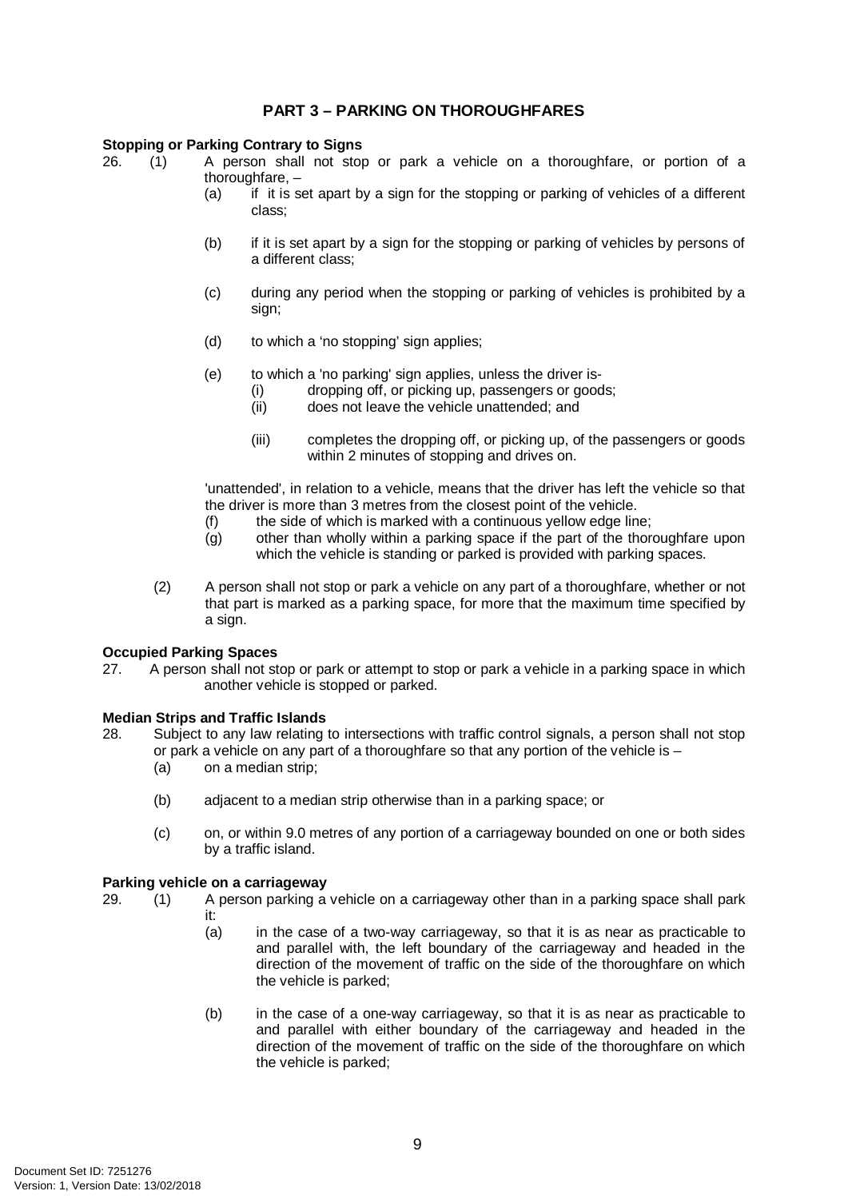## PART 3 – PARKING ON THOROUGHFARES

**Stopping or Parking Contrary to Signs**

26. (1) A person shall not stop or park a vehicle on a thoroughfare, or portion of a thoroughfare, –
    - (a) if it is set apart by a sign for the stopping or parking of vehicles of a different class;
    - (b) if it is set apart by a sign for the stopping or parking of vehicles by persons of a different class;
    - (c) during any period when the stopping or parking of vehicles is prohibited by a sign;
    - (d) to which a 'no stopping' sign applies;
    - (e) to which a 'no parking' sign applies, unless the driver is-
        - (i) dropping off, or picking up, passengers or goods;
        - (ii) does not leave the vehicle unattended; and
        - (iii) completes the dropping off, or picking up, of the passengers or goods within 2 minutes of stopping and drives on.

    'unattended', in relation to a vehicle, means that the driver has left the vehicle so that the driver is more than 3 metres from the closest point of the vehicle.

    - (f) the side of which is marked with a continuous yellow edge line;
    - (g) other than wholly within a parking space if the part of the thoroughfare upon which the vehicle is standing or parked is provided with parking spaces.

    (2) A person shall not stop or park a vehicle on any part of a thoroughfare, whether or not that part is marked as a parking space, for more that the maximum time specified by a sign.

**Occupied Parking Spaces**

27. A person shall not stop or park or attempt to stop or park a vehicle in a parking space in which another vehicle is stopped or parked.

**Median Strips and Traffic Islands**

28. Subject to any law relating to intersections with traffic control signals, a person shall not stop or park a vehicle on any part of a thoroughfare so that any portion of the vehicle is –
    - (a) on a median strip;
    - (b) adjacent to a median strip otherwise than in a parking space; or
    - (c) on, or within 9.0 metres of any portion of a carriageway bounded on one or both sides by a traffic island.

**Parking vehicle on a carriageway**

29. (1) A person parking a vehicle on a carriageway other than in a parking space shall park it:
    - (a) in the case of a two-way carriageway, so that it is as near as practicable to and parallel with, the left boundary of the carriageway and headed in the direction of the movement of traffic on the side of the thoroughfare on which the vehicle is parked;
    - (b) in the case of a one-way carriageway, so that it is as near as practicable to and parallel with either boundary of the carriageway and headed in the direction of the movement of traffic on the side of the thoroughfare on which the vehicle is parked;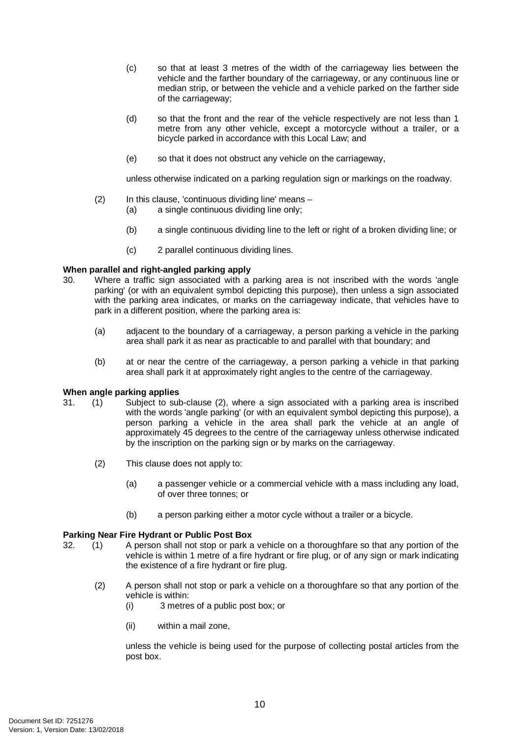(c) so that at least 3 metres of the width of the carriageway lies between the vehicle and the farther boundary of the carriageway, or any continuous line or median strip, or between the vehicle and a vehicle parked on the farther side of the carriageway;

(d) so that the front and the rear of the vehicle respectively are not less than 1 metre from any other vehicle, except a motorcycle without a trailer, or a bicycle parked in accordance with this Local Law; and

(e) so that it does not obstruct any vehicle on the carriageway,

unless otherwise indicated on a parking regulation sign or markings on the roadway.

(2) In this clause, 'continuous dividing line' means –

(a) a single continuous dividing line only;

(b) a single continuous dividing line to the left or right of a broken dividing line; or

(c) 2 parallel continuous dividing lines.

**When parallel and right-angled parking apply**

30. Where a traffic sign associated with a parking area is not inscribed with the words 'angle parking' (or with an equivalent symbol depicting this purpose), then unless a sign associated with the parking area indicates, or marks on the carriageway indicate, that vehicles have to park in a different position, where the parking area is:

(a) adjacent to the boundary of a carriageway, a person parking a vehicle in the parking area shall park it as near as practicable to and parallel with that boundary; and

(b) at or near the centre of the carriageway, a person parking a vehicle in that parking area shall park it at approximately right angles to the centre of the carriageway.

**When angle parking applies**

31. (1) Subject to sub-clause (2), where a sign associated with a parking area is inscribed with the words 'angle parking' (or with an equivalent symbol depicting this purpose), a person parking a vehicle in the area shall park the vehicle at an angle of approximately 45 degrees to the centre of the carriageway unless otherwise indicated by the inscription on the parking sign or by marks on the carriageway.

(2) This clause does not apply to:

(a) a passenger vehicle or a commercial vehicle with a mass including any load, of over three tonnes; or

(b) a person parking either a motor cycle without a trailer or a bicycle.

**Parking Near Fire Hydrant or Public Post Box**

32. (1) A person shall not stop or park a vehicle on a thoroughfare so that any portion of the vehicle is within 1 metre of a fire hydrant or fire plug, or of any sign or mark indicating the existence of a fire hydrant or fire plug.

(2) A person shall not stop or park a vehicle on a thoroughfare so that any portion of the vehicle is within:

(i) 3 metres of a public post box; or

(ii) within a mail zone,

unless the vehicle is being used for the purpose of collecting postal articles from the post box.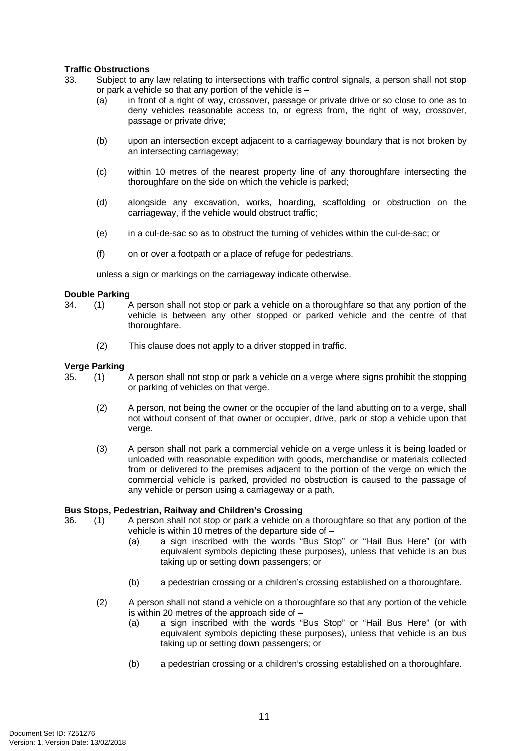**Traffic Obstructions**

33. Subject to any law relating to intersections with traffic control signals, a person shall not stop or park a vehicle so that any portion of the vehicle is –

   (a) in front of a right of way, crossover, passage or private drive or so close to one as to deny vehicles reasonable access to, or egress from, the right of way, crossover, passage or private drive;

   (b) upon an intersection except adjacent to a carriageway boundary that is not broken by an intersecting carriageway;

   (c) within 10 metres of the nearest property line of any thoroughfare intersecting the thoroughfare on the side on which the vehicle is parked;

   (d) alongside any excavation, works, hoarding, scaffolding or obstruction on the carriageway, if the vehicle would obstruct traffic;

   (e) in a cul-de-sac so as to obstruct the turning of vehicles within the cul-de-sac; or

   (f) on or over a footpath or a place of refuge for pedestrians.

   unless a sign or markings on the carriageway indicate otherwise.

**Double Parking**

34. (1) A person shall not stop or park a vehicle on a thoroughfare so that any portion of the vehicle is between any other stopped or parked vehicle and the centre of that thoroughfare.

   (2) This clause does not apply to a driver stopped in traffic.

**Verge Parking**

35. (1) A person shall not stop or park a vehicle on a verge where signs prohibit the stopping or parking of vehicles on that verge.

   (2) A person, not being the owner or the occupier of the land abutting on to a verge, shall not without consent of that owner or occupier, drive, park or stop a vehicle upon that verge.

   (3) A person shall not park a commercial vehicle on a verge unless it is being loaded or unloaded with reasonable expedition with goods, merchandise or materials collected from or delivered to the premises adjacent to the portion of the verge on which the commercial vehicle is parked, provided no obstruction is caused to the passage of any vehicle or person using a carriageway or a path.

**Bus Stops, Pedestrian, Railway and Children's Crossing**

36. (1) A person shall not stop or park a vehicle on a thoroughfare so that any portion of the vehicle is within 10 metres of the departure side of –

   (a) a sign inscribed with the words "Bus Stop" or "Hail Bus Here" (or with equivalent symbols depicting these purposes), unless that vehicle is an bus taking up or setting down passengers; or

   (b) a pedestrian crossing or a children's crossing established on a thoroughfare.

   (2) A person shall not stand a vehicle on a thoroughfare so that any portion of the vehicle is within 20 metres of the approach side of –

   (a) a sign inscribed with the words "Bus Stop" or "Hail Bus Here" (or with equivalent symbols depicting these purposes), unless that vehicle is an bus taking up or setting down passengers; or

   (b) a pedestrian crossing or a children's crossing established on a thoroughfare.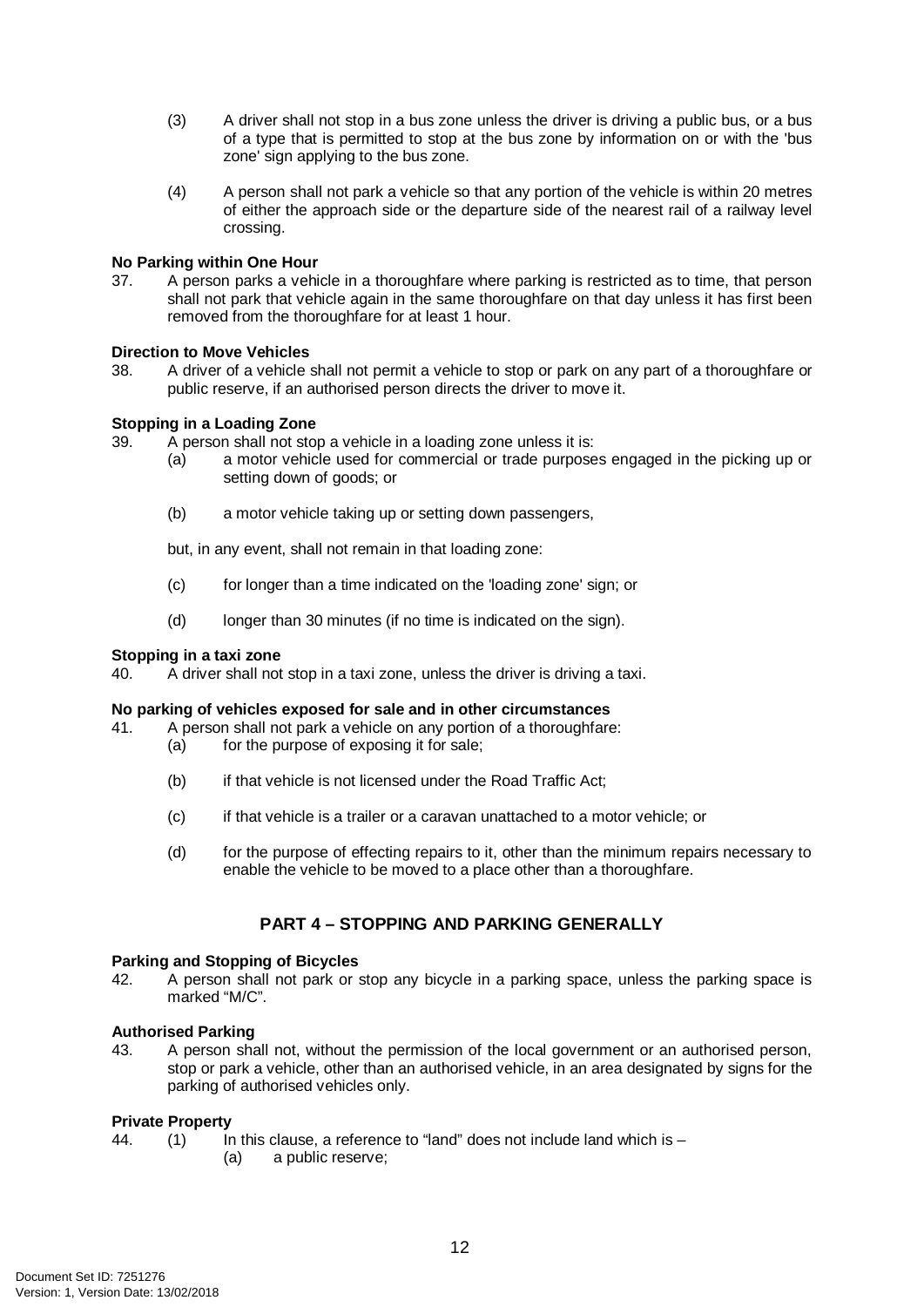(3) A driver shall not stop in a bus zone unless the driver is driving a public bus, or a bus of a type that is permitted to stop at the bus zone by information on or with the 'bus zone' sign applying to the bus zone.

(4) A person shall not park a vehicle so that any portion of the vehicle is within 20 metres of either the approach side or the departure side of the nearest rail of a railway level crossing.

**No Parking within One Hour**

37. A person parks a vehicle in a thoroughfare where parking is restricted as to time, that person shall not park that vehicle again in the same thoroughfare on that day unless it has first been removed from the thoroughfare for at least 1 hour.

**Direction to Move Vehicles**

38. A driver of a vehicle shall not permit a vehicle to stop or park on any part of a thoroughfare or public reserve, if an authorised person directs the driver to move it.

**Stopping in a Loading Zone**

39. A person shall not stop a vehicle in a loading zone unless it is:
    (a) a motor vehicle used for commercial or trade purposes engaged in the picking up or setting down of goods; or

    (b) a motor vehicle taking up or setting down passengers,

    but, in any event, shall not remain in that loading zone:

    (c) for longer than a time indicated on the 'loading zone' sign; or

    (d) longer than 30 minutes (if no time is indicated on the sign).

**Stopping in a taxi zone**

40. A driver shall not stop in a taxi zone, unless the driver is driving a taxi.

**No parking of vehicles exposed for sale and in other circumstances**

41. A person shall not park a vehicle on any portion of a thoroughfare:
    (a) for the purpose of exposing it for sale;

    (b) if that vehicle is not licensed under the Road Traffic Act;

    (c) if that vehicle is a trailer or a caravan unattached to a motor vehicle; or

    (d) for the purpose of effecting repairs to it, other than the minimum repairs necessary to enable the vehicle to be moved to a place other than a thoroughfare.

## PART 4 – STOPPING AND PARKING GENERALLY

**Parking and Stopping of Bicycles**

42. A person shall not park or stop any bicycle in a parking space, unless the parking space is marked "M/C".

**Authorised Parking**

43. A person shall not, without the permission of the local government or an authorised person, stop or park a vehicle, other than an authorised vehicle, in an area designated by signs for the parking of authorised vehicles only.

**Private Property**

44. (1) In this clause, a reference to "land" does not include land which is –
    (a) a public reserve;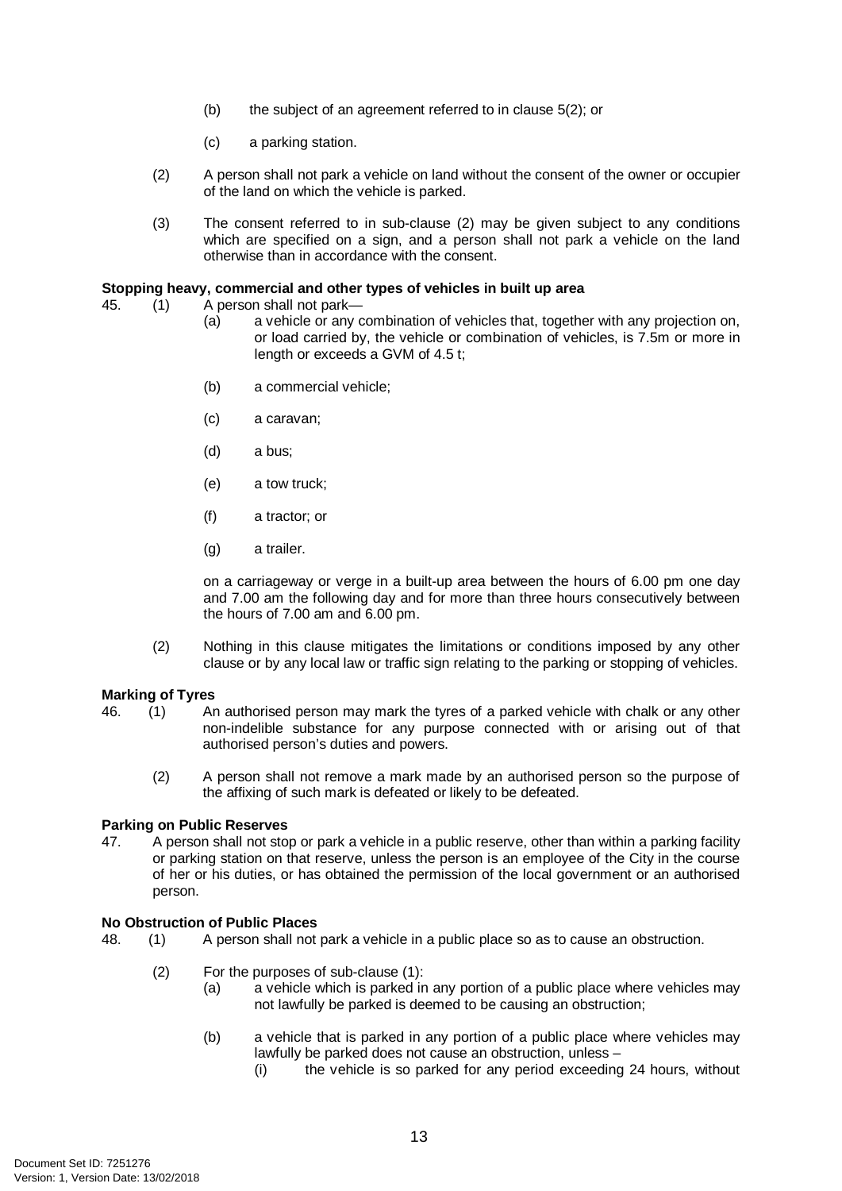(b) the subject of an agreement referred to in clause 5(2); or

(c) a parking station.

(2) A person shall not park a vehicle on land without the consent of the owner or occupier of the land on which the vehicle is parked.

(3) The consent referred to in sub-clause (2) may be given subject to any conditions which are specified on a sign, and a person shall not park a vehicle on the land otherwise than in accordance with the consent.

**Stopping heavy, commercial and other types of vehicles in built up area**

45. (1) A person shall not park—

(a) a vehicle or any combination of vehicles that, together with any projection on, or load carried by, the vehicle or combination of vehicles, is 7.5m or more in length or exceeds a GVM of 4.5 t;

(b) a commercial vehicle;

(c) a caravan;

(d) a bus;

(e) a tow truck;

(f) a tractor; or

(g) a trailer.

on a carriageway or verge in a built-up area between the hours of 6.00 pm one day and 7.00 am the following day and for more than three hours consecutively between the hours of 7.00 am and 6.00 pm.

(2) Nothing in this clause mitigates the limitations or conditions imposed by any other clause or by any local law or traffic sign relating to the parking or stopping of vehicles.

**Marking of Tyres**

46. (1) An authorised person may mark the tyres of a parked vehicle with chalk or any other non-indelible substance for any purpose connected with or arising out of that authorised person's duties and powers.

(2) A person shall not remove a mark made by an authorised person so the purpose of the affixing of such mark is defeated or likely to be defeated.

**Parking on Public Reserves**

47. A person shall not stop or park a vehicle in a public reserve, other than within a parking facility or parking station on that reserve, unless the person is an employee of the City in the course of her or his duties, or has obtained the permission of the local government or an authorised person.

**No Obstruction of Public Places**

48. (1) A person shall not park a vehicle in a public place so as to cause an obstruction.

(2) For the purposes of sub-clause (1):

(a) a vehicle which is parked in any portion of a public place where vehicles may not lawfully be parked is deemed to be causing an obstruction;

(b) a vehicle that is parked in any portion of a public place where vehicles may lawfully be parked does not cause an obstruction, unless –

(i) the vehicle is so parked for any period exceeding 24 hours, without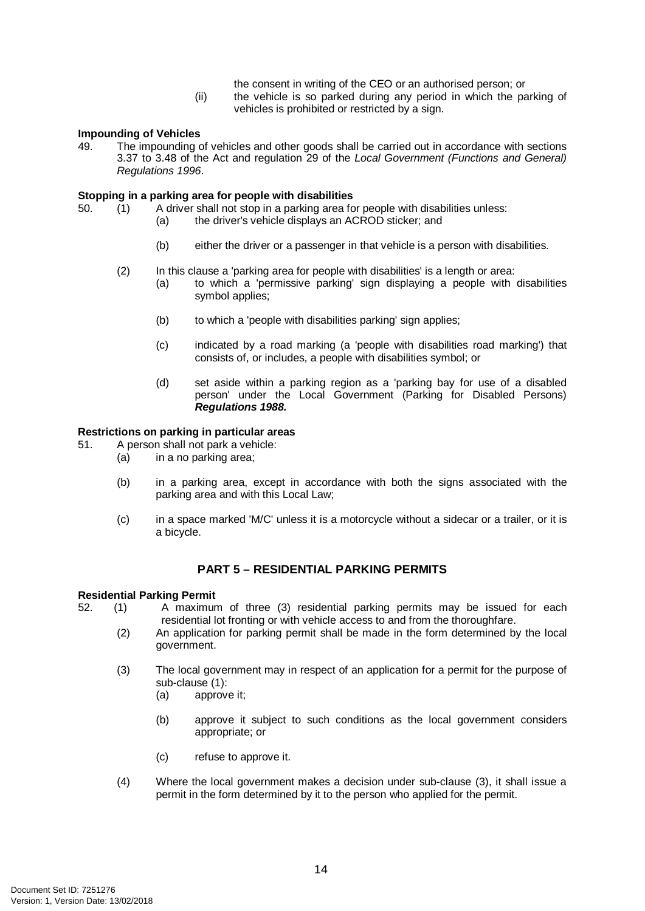the consent in writing of the CEO or an authorised person; or

(ii) the vehicle is so parked during any period in which the parking of vehicles is prohibited or restricted by a sign.

**Impounding of Vehicles**

49. The impounding of vehicles and other goods shall be carried out in accordance with sections 3.37 to 3.48 of the Act and regulation 29 of the *Local Government (Functions and General) Regulations 1996*.

**Stopping in a parking area for people with disabilities**

50. (1) A driver shall not stop in a parking area for people with disabilities unless:

(a) the driver's vehicle displays an ACROD sticker; and

(b) either the driver or a passenger in that vehicle is a person with disabilities.

(2) In this clause a 'parking area for people with disabilities' is a length or area:

(a) to which a 'permissive parking' sign displaying a people with disabilities symbol applies;

(b) to which a 'people with disabilities parking' sign applies;

(c) indicated by a road marking (a 'people with disabilities road marking') that consists of, or includes, a people with disabilities symbol; or

(d) set aside within a parking region as a 'parking bay for use of a disabled person' under the Local Government (Parking for Disabled Persons) ***Regulations 1988.***

**Restrictions on parking in particular areas**

51. A person shall not park a vehicle:

(a) in a no parking area;

(b) in a parking area, except in accordance with both the signs associated with the parking area and with this Local Law;

(c) in a space marked 'M/C' unless it is a motorcycle without a sidecar or a trailer, or it is a bicycle.

## PART 5 – RESIDENTIAL PARKING PERMITS

**Residential Parking Permit**

52. (1) A maximum of three (3) residential parking permits may be issued for each residential lot fronting or with vehicle access to and from the thoroughfare.

(2) An application for parking permit shall be made in the form determined by the local government.

(3) The local government may in respect of an application for a permit for the purpose of sub-clause (1):

(a) approve it;

(b) approve it subject to such conditions as the local government considers appropriate; or

(c) refuse to approve it.

(4) Where the local government makes a decision under sub-clause (3), it shall issue a permit in the form determined by it to the person who applied for the permit.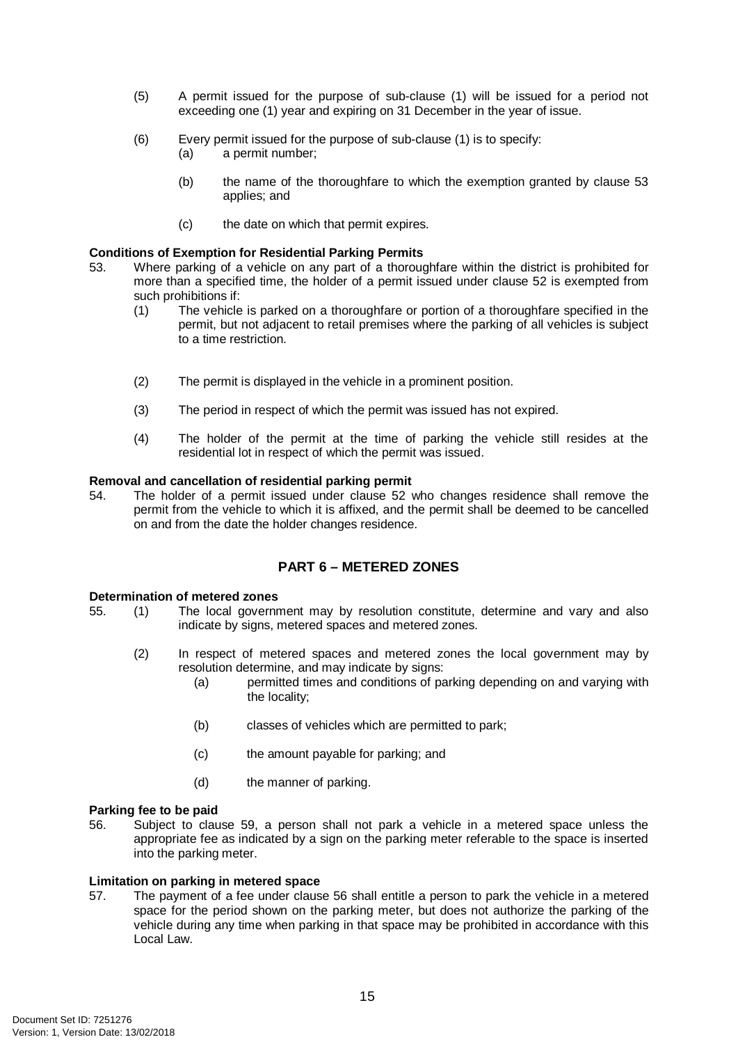(5) A permit issued for the purpose of sub-clause (1) will be issued for a period not exceeding one (1) year and expiring on 31 December in the year of issue.

(6) Every permit issued for the purpose of sub-clause (1) is to specify:

(a) a permit number;

(b) the name of the thoroughfare to which the exemption granted by clause 53 applies; and

(c) the date on which that permit expires.

**Conditions of Exemption for Residential Parking Permits**

53. Where parking of a vehicle on any part of a thoroughfare within the district is prohibited for more than a specified time, the holder of a permit issued under clause 52 is exempted from such prohibitions if:

(1) The vehicle is parked on a thoroughfare or portion of a thoroughfare specified in the permit, but not adjacent to retail premises where the parking of all vehicles is subject to a time restriction.

(2) The permit is displayed in the vehicle in a prominent position.

(3) The period in respect of which the permit was issued has not expired.

(4) The holder of the permit at the time of parking the vehicle still resides at the residential lot in respect of which the permit was issued.

**Removal and cancellation of residential parking permit**

54. The holder of a permit issued under clause 52 who changes residence shall remove the permit from the vehicle to which it is affixed, and the permit shall be deemed to be cancelled on and from the date the holder changes residence.

## PART 6 – METERED ZONES

**Determination of metered zones**

55. (1) The local government may by resolution constitute, determine and vary and also indicate by signs, metered spaces and metered zones.

(2) In respect of metered spaces and metered zones the local government may by resolution determine, and may indicate by signs:

(a) permitted times and conditions of parking depending on and varying with the locality;

(b) classes of vehicles which are permitted to park;

(c) the amount payable for parking; and

(d) the manner of parking.

**Parking fee to be paid**

56. Subject to clause 59, a person shall not park a vehicle in a metered space unless the appropriate fee as indicated by a sign on the parking meter referable to the space is inserted into the parking meter.

**Limitation on parking in metered space**

57. The payment of a fee under clause 56 shall entitle a person to park the vehicle in a metered space for the period shown on the parking meter, but does not authorize the parking of the vehicle during any time when parking in that space may be prohibited in accordance with this Local Law.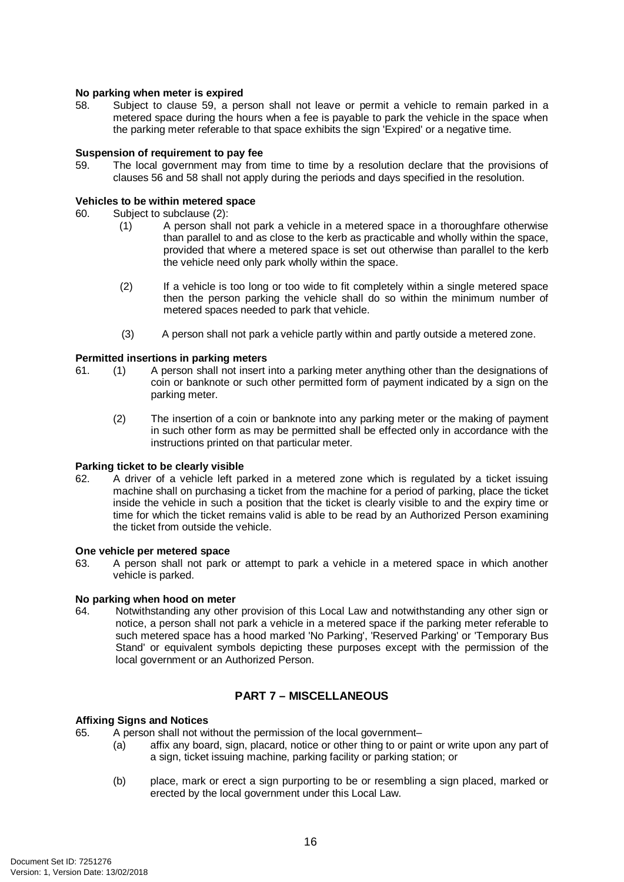**No parking when meter is expired**

58. Subject to clause 59, a person shall not leave or permit a vehicle to remain parked in a metered space during the hours when a fee is payable to park the vehicle in the space when the parking meter referable to that space exhibits the sign 'Expired' or a negative time.

**Suspension of requirement to pay fee**

59. The local government may from time to time by a resolution declare that the provisions of clauses 56 and 58 shall not apply during the periods and days specified in the resolution.

**Vehicles to be within metered space**

60. Subject to subclause (2):

(1) A person shall not park a vehicle in a metered space in a thoroughfare otherwise than parallel to and as close to the kerb as practicable and wholly within the space, provided that where a metered space is set out otherwise than parallel to the kerb the vehicle need only park wholly within the space.

(2) If a vehicle is too long or too wide to fit completely within a single metered space then the person parking the vehicle shall do so within the minimum number of metered spaces needed to park that vehicle.

(3) A person shall not park a vehicle partly within and partly outside a metered zone.

**Permitted insertions in parking meters**

61. (1) A person shall not insert into a parking meter anything other than the designations of coin or banknote or such other permitted form of payment indicated by a sign on the parking meter.

(2) The insertion of a coin or banknote into any parking meter or the making of payment in such other form as may be permitted shall be effected only in accordance with the instructions printed on that particular meter.

**Parking ticket to be clearly visible**

62. A driver of a vehicle left parked in a metered zone which is regulated by a ticket issuing machine shall on purchasing a ticket from the machine for a period of parking, place the ticket inside the vehicle in such a position that the ticket is clearly visible to and the expiry time or time for which the ticket remains valid is able to be read by an Authorized Person examining the ticket from outside the vehicle.

**One vehicle per metered space**

63. A person shall not park or attempt to park a vehicle in a metered space in which another vehicle is parked.

**No parking when hood on meter**

64. Notwithstanding any other provision of this Local Law and notwithstanding any other sign or notice, a person shall not park a vehicle in a metered space if the parking meter referable to such metered space has a hood marked 'No Parking', 'Reserved Parking' or 'Temporary Bus Stand' or equivalent symbols depicting these purposes except with the permission of the local government or an Authorized Person.

## PART 7 – MISCELLANEOUS

**Affixing Signs and Notices**

65. A person shall not without the permission of the local government–

(a) affix any board, sign, placard, notice or other thing to or paint or write upon any part of a sign, ticket issuing machine, parking facility or parking station; or

(b) place, mark or erect a sign purporting to be or resembling a sign placed, marked or erected by the local government under this Local Law.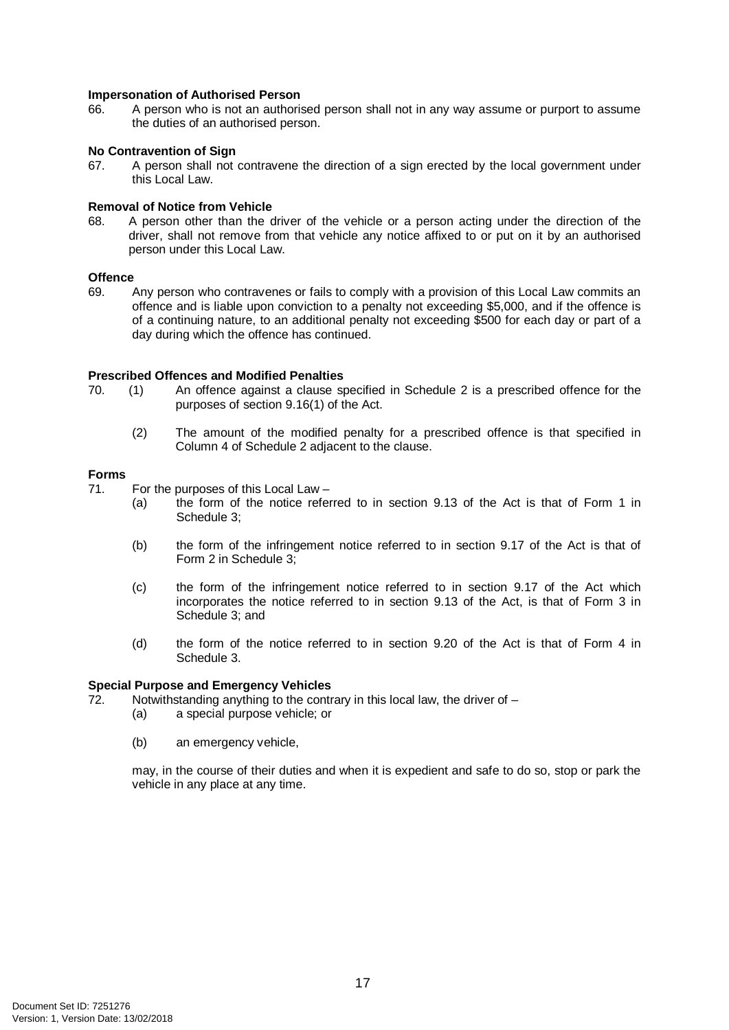**Impersonation of Authorised Person**

66. A person who is not an authorised person shall not in any way assume or purport to assume the duties of an authorised person.

**No Contravention of Sign**

67. A person shall not contravene the direction of a sign erected by the local government under this Local Law.

**Removal of Notice from Vehicle**

68. A person other than the driver of the vehicle or a person acting under the direction of the driver, shall not remove from that vehicle any notice affixed to or put on it by an authorised person under this Local Law.

**Offence**

69. Any person who contravenes or fails to comply with a provision of this Local Law commits an offence and is liable upon conviction to a penalty not exceeding $5,000, and if the offence is of a continuing nature, to an additional penalty not exceeding $500 for each day or part of a day during which the offence has continued.

**Prescribed Offences and Modified Penalties**

70. (1) An offence against a clause specified in Schedule 2 is a prescribed offence for the purposes of section 9.16(1) of the Act.

 (2) The amount of the modified penalty for a prescribed offence is that specified in Column 4 of Schedule 2 adjacent to the clause.

**Forms**

71. For the purposes of this Local Law –

 (a) the form of the notice referred to in section 9.13 of the Act is that of Form 1 in Schedule 3;

 (b) the form of the infringement notice referred to in section 9.17 of the Act is that of Form 2 in Schedule 3;

 (c) the form of the infringement notice referred to in section 9.17 of the Act which incorporates the notice referred to in section 9.13 of the Act, is that of Form 3 in Schedule 3; and

 (d) the form of the notice referred to in section 9.20 of the Act is that of Form 4 in Schedule 3.

**Special Purpose and Emergency Vehicles**

72. Notwithstanding anything to the contrary in this local law, the driver of –

 (a) a special purpose vehicle; or

 (b) an emergency vehicle,

 may, in the course of their duties and when it is expedient and safe to do so, stop or park the vehicle in any place at any time.

Document Set ID: 7251276
Version: 1, Version Date: 13/02/2018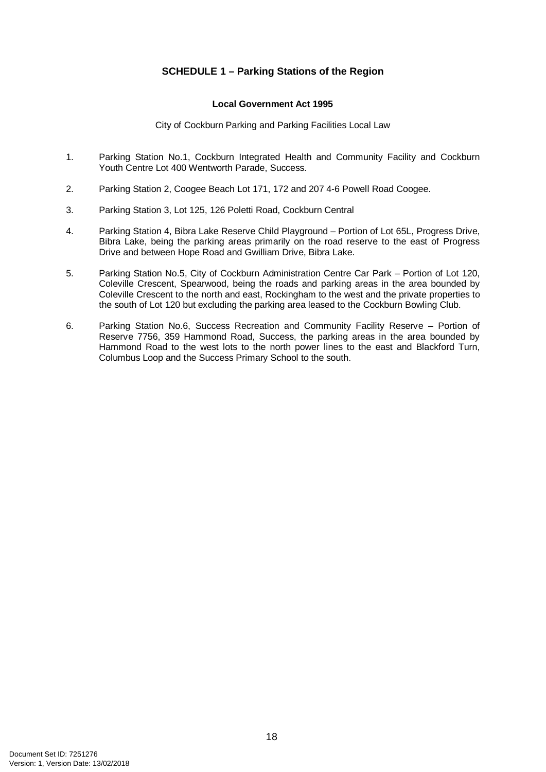## SCHEDULE 1 – Parking Stations of the Region

**Local Government Act 1995**

City of Cockburn Parking and Parking Facilities Local Law

1. Parking Station No.1, Cockburn Integrated Health and Community Facility and Cockburn Youth Centre Lot 400 Wentworth Parade, Success.

2. Parking Station 2, Coogee Beach Lot 171, 172 and 207 4-6 Powell Road Coogee.

3. Parking Station 3, Lot 125, 126 Poletti Road, Cockburn Central

4. Parking Station 4, Bibra Lake Reserve Child Playground – Portion of Lot 65L, Progress Drive, Bibra Lake, being the parking areas primarily on the road reserve to the east of Progress Drive and between Hope Road and Gwilliam Drive, Bibra Lake.

5. Parking Station No.5, City of Cockburn Administration Centre Car Park – Portion of Lot 120, Coleville Crescent, Spearwood, being the roads and parking areas in the area bounded by Coleville Crescent to the north and east, Rockingham to the west and the private properties to the south of Lot 120 but excluding the parking area leased to the Cockburn Bowling Club.

6. Parking Station No.6, Success Recreation and Community Facility Reserve – Portion of Reserve 7756, 359 Hammond Road, Success, the parking areas in the area bounded by Hammond Road to the west lots to the north power lines to the east and Blackford Turn, Columbus Loop and the Success Primary School to the south.

Document Set ID: 7251276
Version: 1, Version Date: 13/02/2018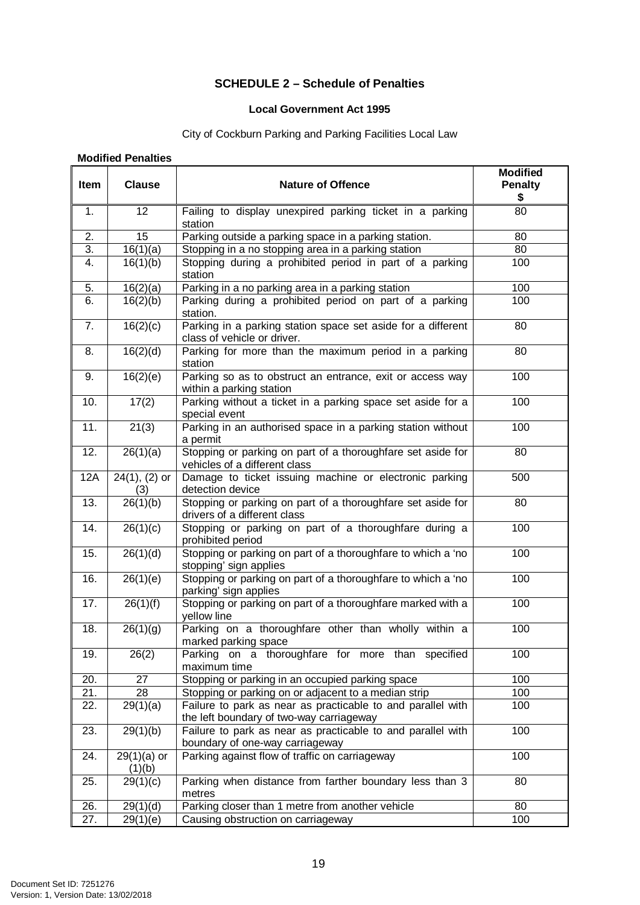## SCHEDULE 2 – Schedule of Penalties

### Local Government Act 1995

City of Cockburn Parking and Parking Facilities Local Law

**Modified Penalties**

| Item | Clause | Nature of Offence | Modified Penalty $ |
|---|---|---|---|
| 1. | 12 | Failing to display unexpired parking ticket in a parking station | 80 |
| 2. | 15 | Parking outside a parking space in a parking station. | 80 |
| 3. | 16(1)(a) | Stopping in a no stopping area in a parking station | 80 |
| 4. | 16(1)(b) | Stopping during a prohibited period in part of a parking station | 100 |
| 5. | 16(2)(a) | Parking in a no parking area in a parking station | 100 |
| 6. | 16(2)(b) | Parking during a prohibited period on part of a parking station. | 100 |
| 7. | 16(2)(c) | Parking in a parking station space set aside for a different class of vehicle or driver. | 80 |
| 8. | 16(2)(d) | Parking for more than the maximum period in a parking station | 80 |
| 9. | 16(2)(e) | Parking so as to obstruct an entrance, exit or access way within a parking station | 100 |
| 10. | 17(2) | Parking without a ticket in a parking space set aside for a special event | 100 |
| 11. | 21(3) | Parking in an authorised space in a parking station without a permit | 100 |
| 12. | 26(1)(a) | Stopping or parking on part of a thoroughfare set aside for vehicles of a different class | 80 |
| 12A | 24(1), (2) or (3) | Damage to ticket issuing machine or electronic parking detection device | 500 |
| 13. | 26(1)(b) | Stopping or parking on part of a thoroughfare set aside for drivers of a different class | 80 |
| 14. | 26(1)(c) | Stopping or parking on part of a thoroughfare during a prohibited period | 100 |
| 15. | 26(1)(d) | Stopping or parking on part of a thoroughfare to which a 'no stopping' sign applies | 100 |
| 16. | 26(1)(e) | Stopping or parking on part of a thoroughfare to which a 'no parking' sign applies | 100 |
| 17. | 26(1)(f) | Stopping or parking on part of a thoroughfare marked with a yellow line | 100 |
| 18. | 26(1)(g) | Parking on a thoroughfare other than wholly within a marked parking space | 100 |
| 19. | 26(2) | Parking on a thoroughfare for more than specified maximum time | 100 |
| 20. | 27 | Stopping or parking in an occupied parking space | 100 |
| 21. | 28 | Stopping or parking on or adjacent to a median strip | 100 |
| 22. | 29(1)(a) | Failure to park as near as practicable to and parallel with the left boundary of two-way carriageway | 100 |
| 23. | 29(1)(b) | Failure to park as near as practicable to and parallel with boundary of one-way carriageway | 100 |
| 24. | 29(1)(a) or (1)(b) | Parking against flow of traffic on carriageway | 100 |
| 25. | 29(1)(c) | Parking when distance from farther boundary less than 3 metres | 80 |
| 26. | 29(1)(d) | Parking closer than 1 metre from another vehicle | 80 |
| 27. | 29(1)(e) | Causing obstruction on carriageway | 100 |

Document Set ID: 7251276
Version: 1, Version Date: 13/02/2018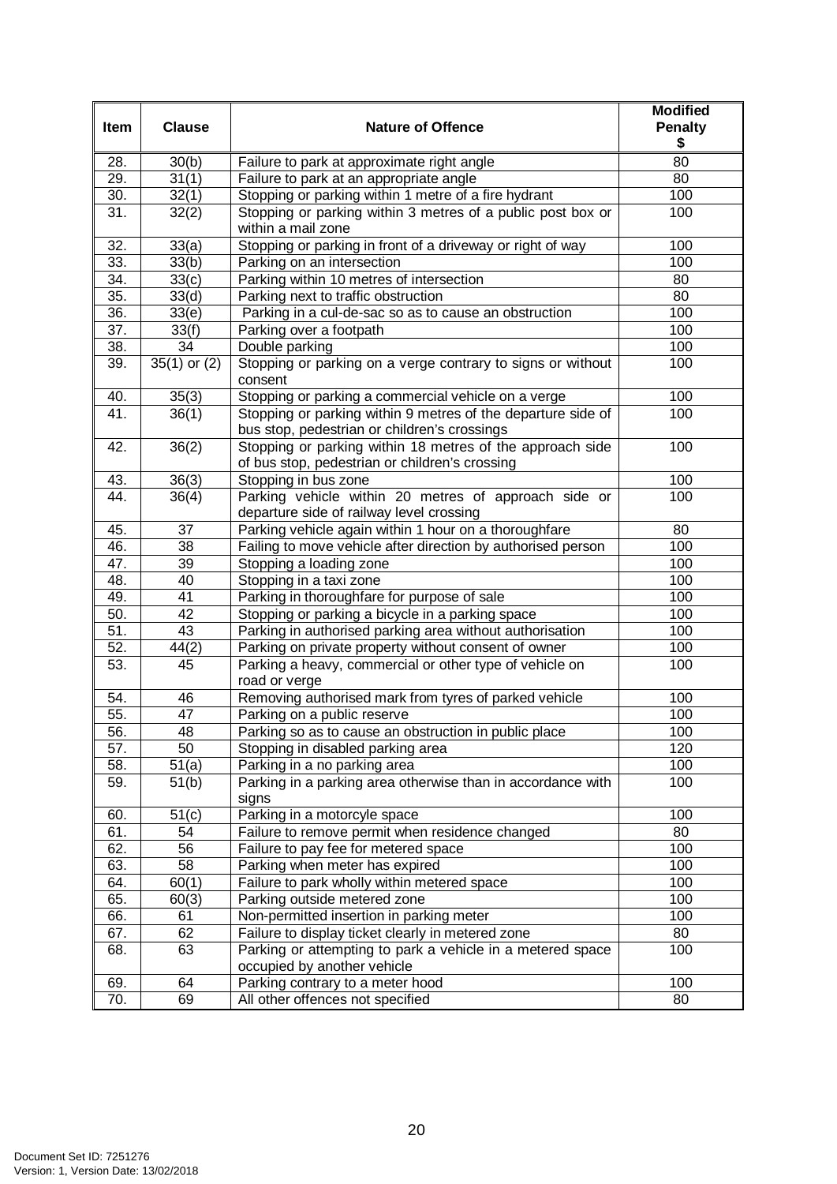| Item | Clause | Nature of Offence | Modified Penalty $ |
|---|---|---|---|
| 28. | 30(b) | Failure to park at approximate right angle | 80 |
| 29. | 31(1) | Failure to park at an appropriate angle | 80 |
| 30. | 32(1) | Stopping or parking within 1 metre of a fire hydrant | 100 |
| 31. | 32(2) | Stopping or parking within 3 metres of a public post box or within a mail zone | 100 |
| 32. | 33(a) | Stopping or parking in front of a driveway or right of way | 100 |
| 33. | 33(b) | Parking on an intersection | 100 |
| 34. | 33(c) | Parking within 10 metres of intersection | 80 |
| 35. | 33(d) | Parking next to traffic obstruction | 80 |
| 36. | 33(e) | Parking in a cul-de-sac so as to cause an obstruction | 100 |
| 37. | 33(f) | Parking over a footpath | 100 |
| 38. | 34 | Double parking | 100 |
| 39. | 35(1) or (2) | Stopping or parking on a verge contrary to signs or without consent | 100 |
| 40. | 35(3) | Stopping or parking a commercial vehicle on a verge | 100 |
| 41. | 36(1) | Stopping or parking within 9 metres of the departure side of bus stop, pedestrian or children's crossings | 100 |
| 42. | 36(2) | Stopping or parking within 18 metres of the approach side of bus stop, pedestrian or children's crossing | 100 |
| 43. | 36(3) | Stopping in bus zone | 100 |
| 44. | 36(4) | Parking vehicle within 20 metres of approach side or departure side of railway level crossing | 100 |
| 45. | 37 | Parking vehicle again within 1 hour on a thoroughfare | 80 |
| 46. | 38 | Failing to move vehicle after direction by authorised person | 100 |
| 47. | 39 | Stopping a loading zone | 100 |
| 48. | 40 | Stopping in a taxi zone | 100 |
| 49. | 41 | Parking in thoroughfare for purpose of sale | 100 |
| 50. | 42 | Stopping or parking a bicycle in a parking space | 100 |
| 51. | 43 | Parking in authorised parking area without authorisation | 100 |
| 52. | 44(2) | Parking on private property without consent of owner | 100 |
| 53. | 45 | Parking a heavy, commercial or other type of vehicle on road or verge | 100 |
| 54. | 46 | Removing authorised mark from tyres of parked vehicle | 100 |
| 55. | 47 | Parking on a public reserve | 100 |
| 56. | 48 | Parking so as to cause an obstruction in public place | 100 |
| 57. | 50 | Stopping in disabled parking area | 120 |
| 58. | 51(a) | Parking in a no parking area | 100 |
| 59. | 51(b) | Parking in a parking area otherwise than in accordance with signs | 100 |
| 60. | 51(c) | Parking in a motorcyle space | 100 |
| 61. | 54 | Failure to remove permit when residence changed | 80 |
| 62. | 56 | Failure to pay fee for metered space | 100 |
| 63. | 58 | Parking when meter has expired | 100 |
| 64. | 60(1) | Failure to park wholly within metered space | 100 |
| 65. | 60(3) | Parking outside metered zone | 100 |
| 66. | 61 | Non-permitted insertion in parking meter | 100 |
| 67. | 62 | Failure to display ticket clearly in metered zone | 80 |
| 68. | 63 | Parking or attempting to park a vehicle in a metered space occupied by another vehicle | 100 |
| 69. | 64 | Parking contrary to a meter hood | 100 |
| 70. | 69 | All other offences not specified | 80 |

Document Set ID: 7251276
Version: 1, Version Date: 13/02/2018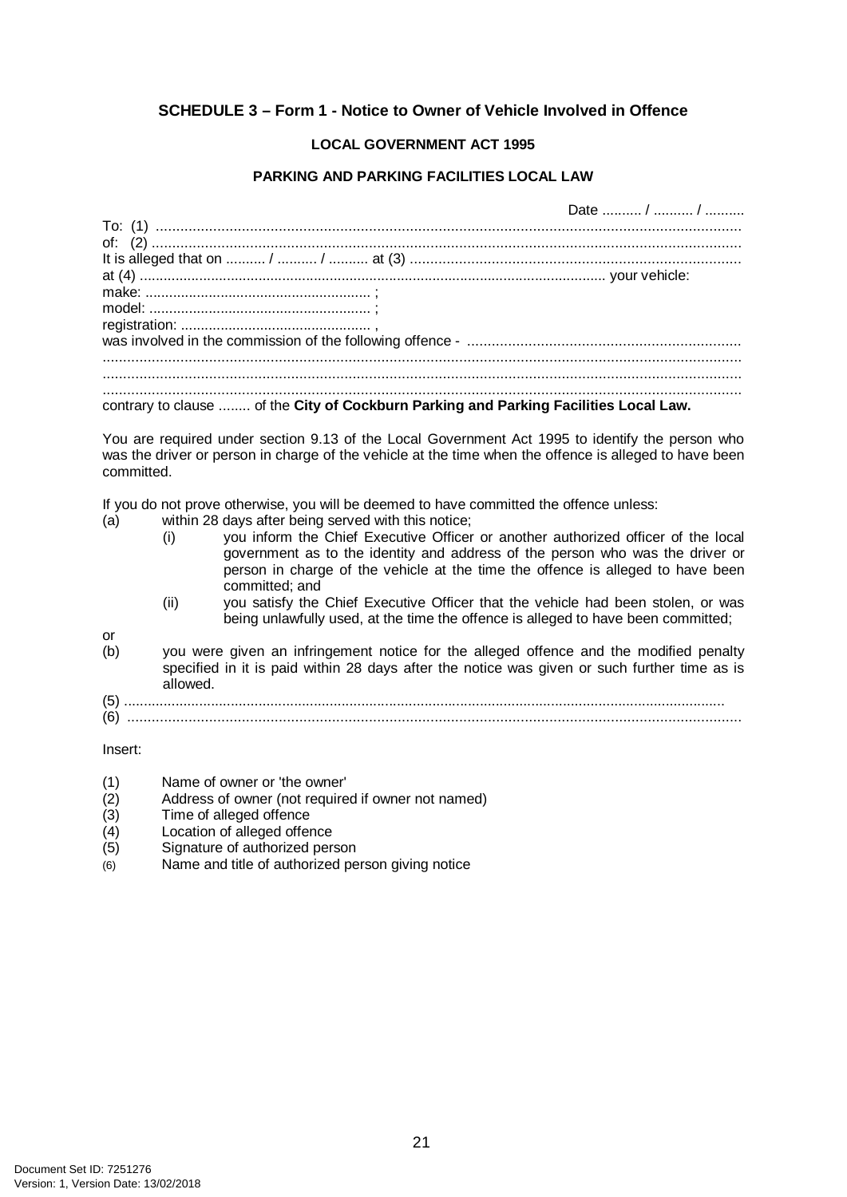### SCHEDULE 3 – Form 1 - Notice to Owner of Vehicle Involved in Offence

**LOCAL GOVERNMENT ACT 1995**

**PARKING AND PARKING FACILITIES LOCAL LAW**

Date .......... / .......... / ..........

To: (1) ..............................................................................................................................................

of: (2) ..............................................................................................................................................

It is alleged that on .......... / .......... / .......... at (3) ...................................................................................

at (4) .................................................................................................................... your vehicle:

make: ........................................................ ;

model: ....................................................... ;

registration: ............................................... ,

was involved in the commission of the following offence - ...................................................................

..........................................................................................................................................................

..........................................................................................................................................................

..........................................................................................................................................................

contrary to clause ........ of the **City of Cockburn Parking and Parking Facilities Local Law.**

You are required under section 9.13 of the Local Government Act 1995 to identify the person who was the driver or person in charge of the vehicle at the time when the offence is alleged to have been committed.

If you do not prove otherwise, you will be deemed to have committed the offence unless:

(a) within 28 days after being served with this notice;

  (i) you inform the Chief Executive Officer or another authorized officer of the local government as to the identity and address of the person who was the driver or person in charge of the vehicle at the time the offence is alleged to have been committed; and

  (ii) you satisfy the Chief Executive Officer that the vehicle had been stolen, or was being unlawfully used, at the time the offence is alleged to have been committed;

or

(b) you were given an infringement notice for the alleged offence and the modified penalty specified in it is paid within 28 days after the notice was given or such further time as is allowed.

(5) ..................................................................................................................................................

(6) ..................................................................................................................................................

Insert:

(1) Name of owner or 'the owner'
(2) Address of owner (not required if owner not named)
(3) Time of alleged offence
(4) Location of alleged offence
(5) Signature of authorized person
(6) Name and title of authorized person giving notice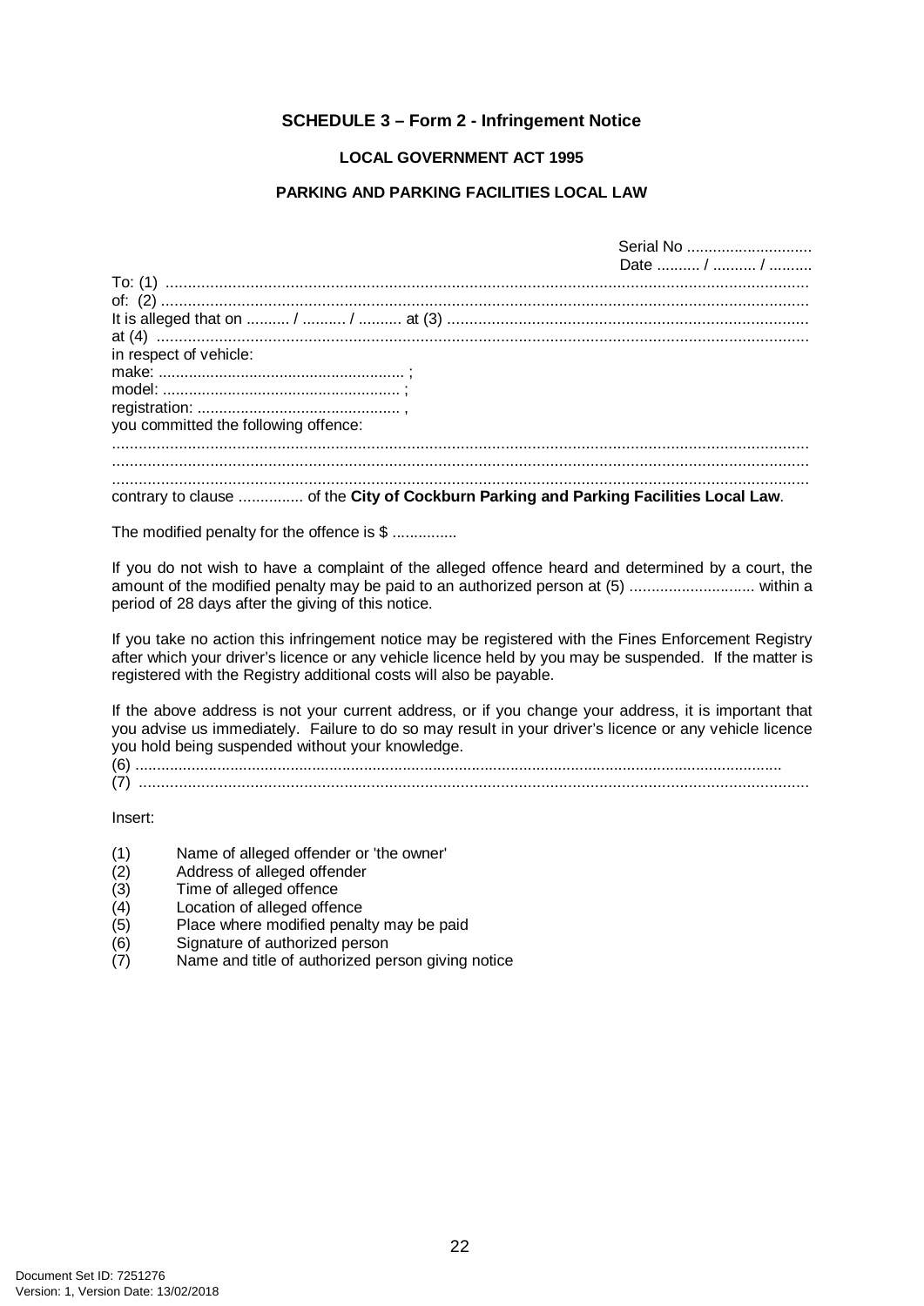## SCHEDULE 3 – Form 2 - Infringement Notice

**LOCAL GOVERNMENT ACT 1995**

**PARKING AND PARKING FACILITIES LOCAL LAW**

Serial No ............................
Date .......... / .......... / ..........

To: (1) ...............................................................................................................................................
of: (2) ................................................................................................................................................
It is alleged that on .......... / .......... / .......... at (3) ................................................................................
at (4) .................................................................................................................................................
in respect of vehicle:
make: ........................................................ ;
model: ...................................................... ;
registration: .............................................. ,
you committed the following offence:
..........................................................................................................................................................
..........................................................................................................................................................
..........................................................................................................................................................
contrary to clause ............... of the **City of Cockburn Parking and Parking Facilities Local Law**.

The modified penalty for the offence is $ ...............

If you do not wish to have a complaint of the alleged offence heard and determined by a court, the amount of the modified penalty may be paid to an authorized person at (5) ............................ within a period of 28 days after the giving of this notice.

If you take no action this infringement notice may be registered with the Fines Enforcement Registry after which your driver's licence or any vehicle licence held by you may be suspended. If the matter is registered with the Registry additional costs will also be payable.

If the above address is not your current address, or if you change your address, it is important that you advise us immediately. Failure to do so may result in your driver's licence or any vehicle licence you hold being suspended without your knowledge.

(6) ...................................................................................................................................................
(7) ...................................................................................................................................................

Insert:

(1) Name of alleged offender or 'the owner'
(2) Address of alleged offender
(3) Time of alleged offence
(4) Location of alleged offence
(5) Place where modified penalty may be paid
(6) Signature of authorized person
(7) Name and title of authorized person giving notice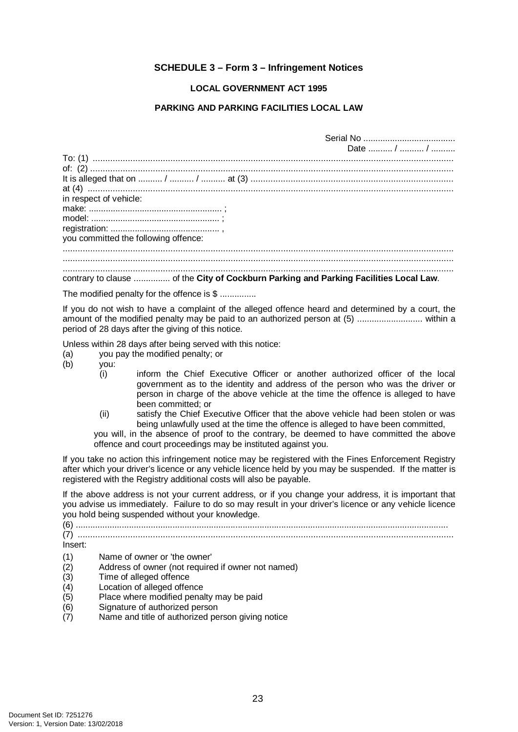**SCHEDULE 3 – Form 3 – Infringement Notices**

**LOCAL GOVERNMENT ACT 1995**

**PARKING AND PARKING FACILITIES LOCAL LAW**

Serial No ......................................

Date .......... / .......... / ..........

To: (1) ..............................................................................................................................................

of: (2) ...............................................................................................................................................

It is alleged that on .......... / .......... / .......... at (3) ................................................................................

at (4) .................................................................................................................................................

in respect of vehicle:

make: ...................................................... ;

model: .................................................... ;

registration: ............................................ ,

you committed the following offence:

..........................................................................................................................................................

..........................................................................................................................................................

..........................................................................................................................................................

contrary to clause ............... of the **City of Cockburn Parking and Parking Facilities Local Law**.

The modified penalty for the offence is $ ...............

If you do not wish to have a complaint of the alleged offence heard and determined by a court, the amount of the modified penalty may be paid to an authorized person at (5) ........................... within a period of 28 days after the giving of this notice.

Unless within 28 days after being served with this notice:

(a) you pay the modified penalty; or

(b) you:

  (i) inform the Chief Executive Officer or another authorized officer of the local government as to the identity and address of the person who was the driver or person in charge of the above vehicle at the time the offence is alleged to have been committed; or

  (ii) satisfy the Chief Executive Officer that the above vehicle had been stolen or was being unlawfully used at the time the offence is alleged to have been committed,

you will, in the absence of proof to the contrary, be deemed to have committed the above offence and court proceedings may be instituted against you.

If you take no action this infringement notice may be registered with the Fines Enforcement Registry after which your driver's licence or any vehicle licence held by you may be suspended. If the matter is registered with the Registry additional costs will also be payable.

If the above address is not your current address, or if you change your address, it is important that you advise us immediately. Failure to do so may result in your driver's licence or any vehicle licence you hold being suspended without your knowledge.

(6) ....................................................................................................................................................

(7) .....................................................................................................................................................

Insert:

(1) Name of owner or 'the owner'

(2) Address of owner (not required if owner not named)

(3) Time of alleged offence

(4) Location of alleged offence

(5) Place where modified penalty may be paid

(6) Signature of authorized person

(7) Name and title of authorized person giving notice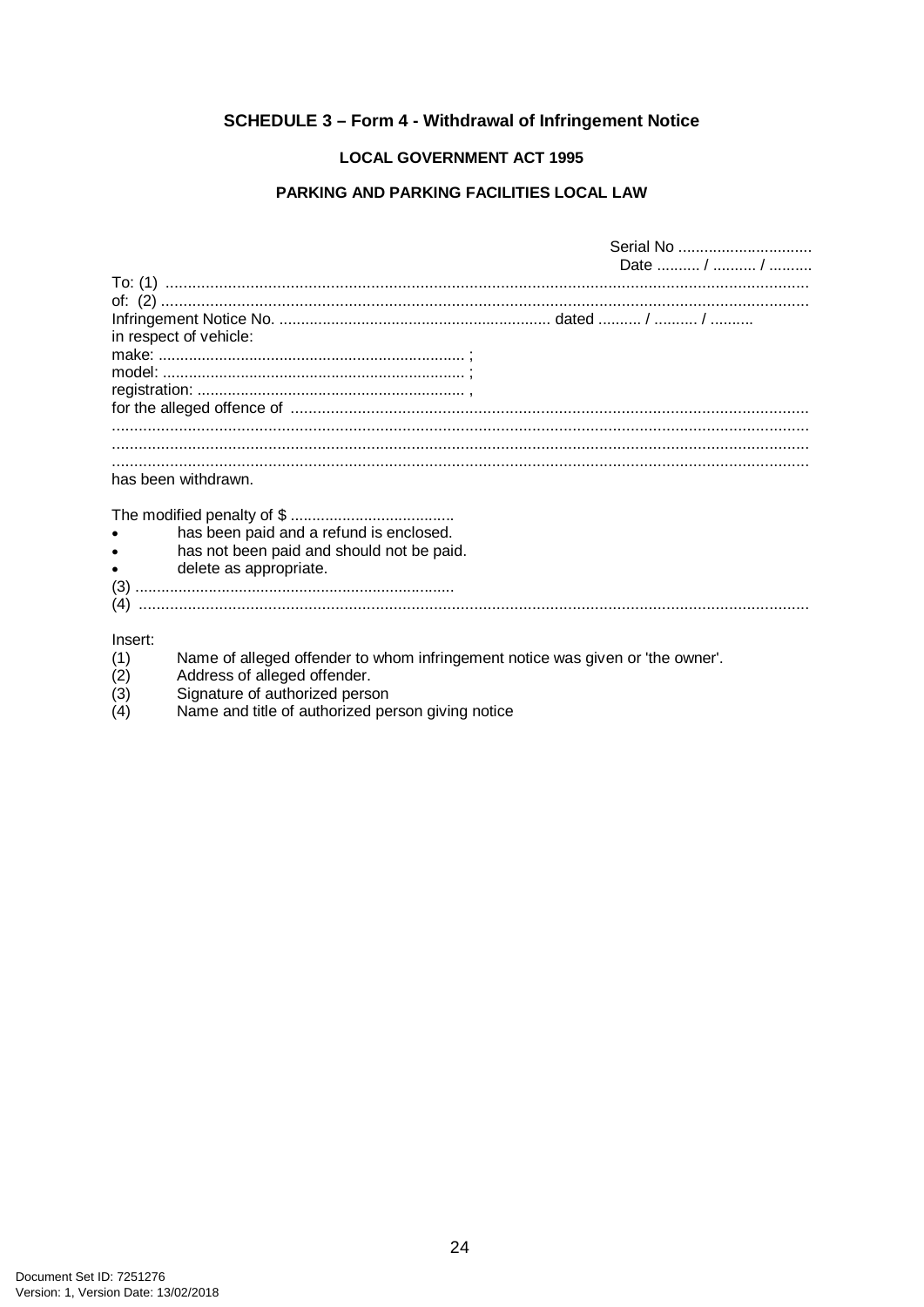## SCHEDULE 3 – Form 4 - Withdrawal of Infringement Notice

### LOCAL GOVERNMENT ACT 1995

### PARKING AND PARKING FACILITIES LOCAL LAW

Serial No ..............................
Date .......... / .......... / ..........

To: (1) ..............................................................................................................................................
of: (2) ...............................................................................................................................................
Infringement Notice No. ............................................................. dated .......... / .......... / ..........
in respect of vehicle:
make: ..................................................................... ;
model: .................................................................... ;
registration: ............................................................ ,
for the alleged offence of ...................................................................................................................
.........................................................................................................................................................
.........................................................................................................................................................
.........................................................................................................................................................
has been withdrawn.

The modified penalty of $ ......................................

- has been paid and a refund is enclosed.
- has not been paid and should not be paid.
- delete as appropriate.

(3) ........................................................................
(4) ......................................................................................................................................................

Insert:
(1) Name of alleged offender to whom infringement notice was given or 'the owner'.
(2) Address of alleged offender.
(3) Signature of authorized person
(4) Name and title of authorized person giving notice

Document Set ID: 7251276
Version: 1, Version Date: 13/02/2018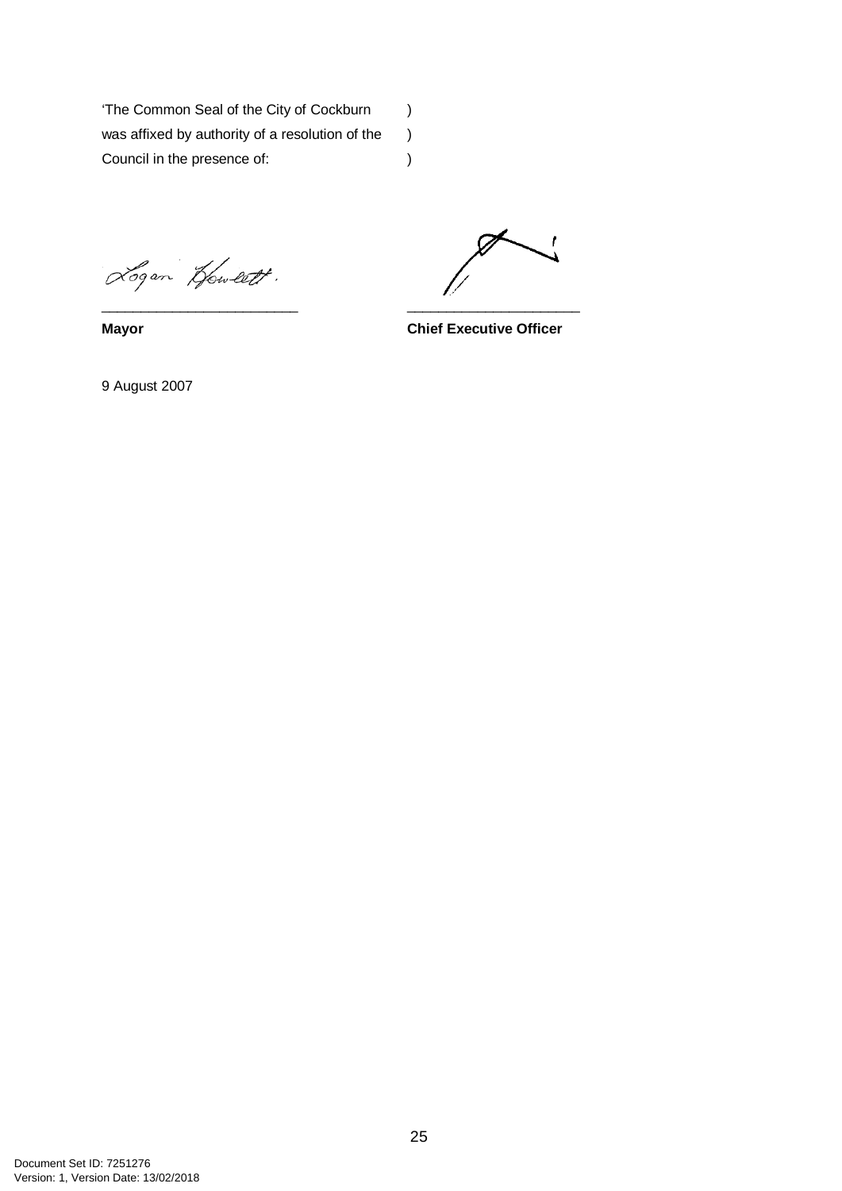'The Common Seal of the City of Cockburn )
was affixed by authority of a resolution of the )
Council in the presence of: )

Logan Howlett.

________________________ ________________________

**Mayor** **Chief Executive Officer**

9 August 2007

Document Set ID: 7251276
Version: 1, Version Date: 13/02/2018